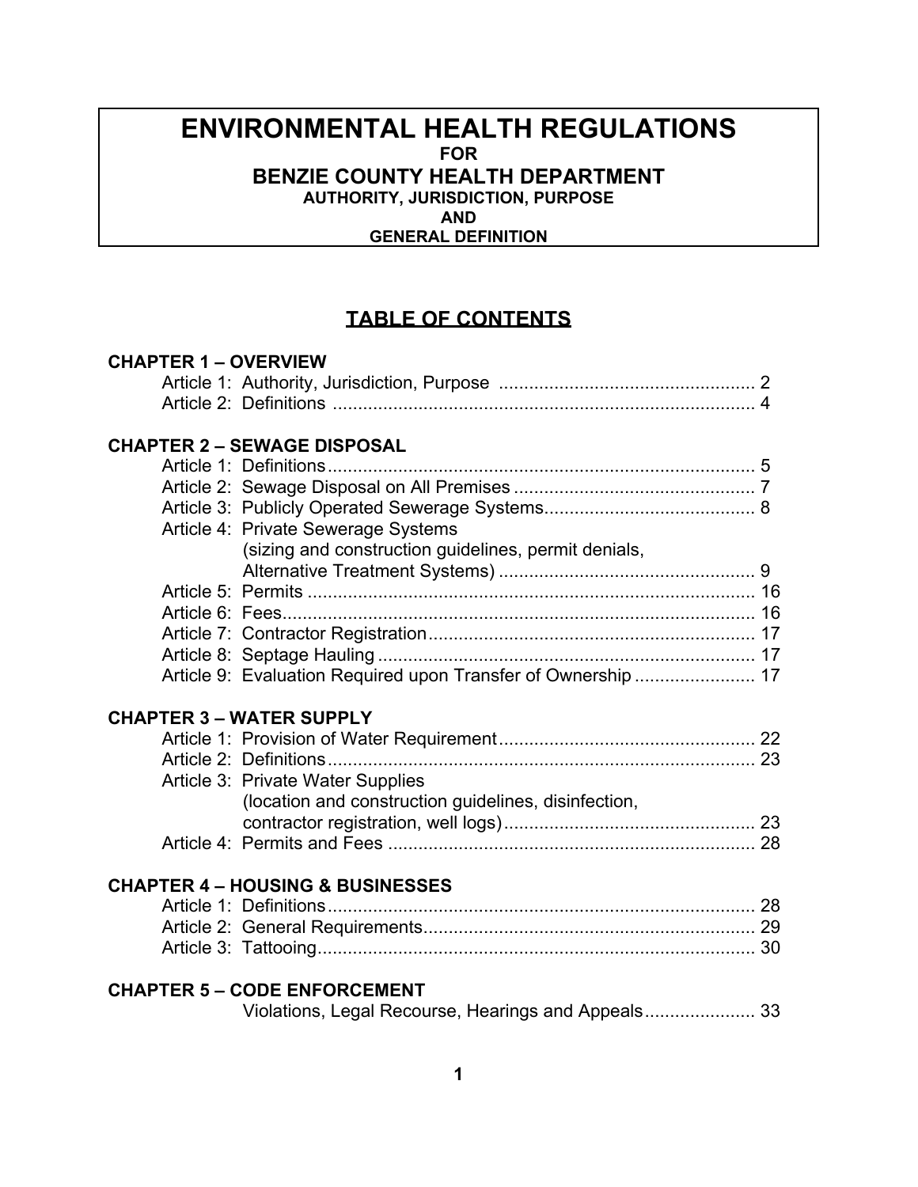# ENVIRONMENTAL HEALTH REGULATIONS

**FOR**

## BENZIE COUNTY HEALTH DEPARTMENT

**AUTHORITY, JURISDICTION, PURPOSE**

**AND**

**GENERAL DEFINITION**

## TABLE OF CONTENTS

**CHAPTER 1 – OVERVIEW**

- Article 1: Authority, Jurisdiction, Purpose .................................................. 2
- Article 2: Definitions .................................................................................. 4

**CHAPTER 2 – SEWAGE DISPOSAL**

- Article 1: Definitions .................................................................................. 5
- Article 2: Sewage Disposal on All Premises ............................................... 7
- Article 3: Publicly Operated Sewerage Systems.......................................... 8
- Article 4: Private Sewerage Systems (sizing and construction guidelines, permit denials, Alternative Treatment Systems) .................................................. 9
- Article 5: Permits ........................................................................................ 16
- Article 6: Fees.............................................................................................. 16
- Article 7: Contractor Registration................................................................ 17
- Article 8: Septage Hauling .......................................................................... 17
- Article 9: Evaluation Required upon Transfer of Ownership ....................... 17

**CHAPTER 3 – WATER SUPPLY**

- Article 1: Provision of Water Requirement.................................................. 22
- Article 2: Definitions.................................................................................... 23
- Article 3: Private Water Supplies (location and construction guidelines, disinfection, contractor registration, well logs)................................................. 23
- Article 4: Permits and Fees ......................................................................... 28

**CHAPTER 4 – HOUSING & BUSINESSES**

- Article 1: Definitions.................................................................................... 28
- Article 2: General Requirements................................................................. 29
- Article 3: Tattooing...................................................................................... 30

**CHAPTER 5 – CODE ENFORCEMENT**

- Violations, Legal Recourse, Hearings and Appeals...................... 33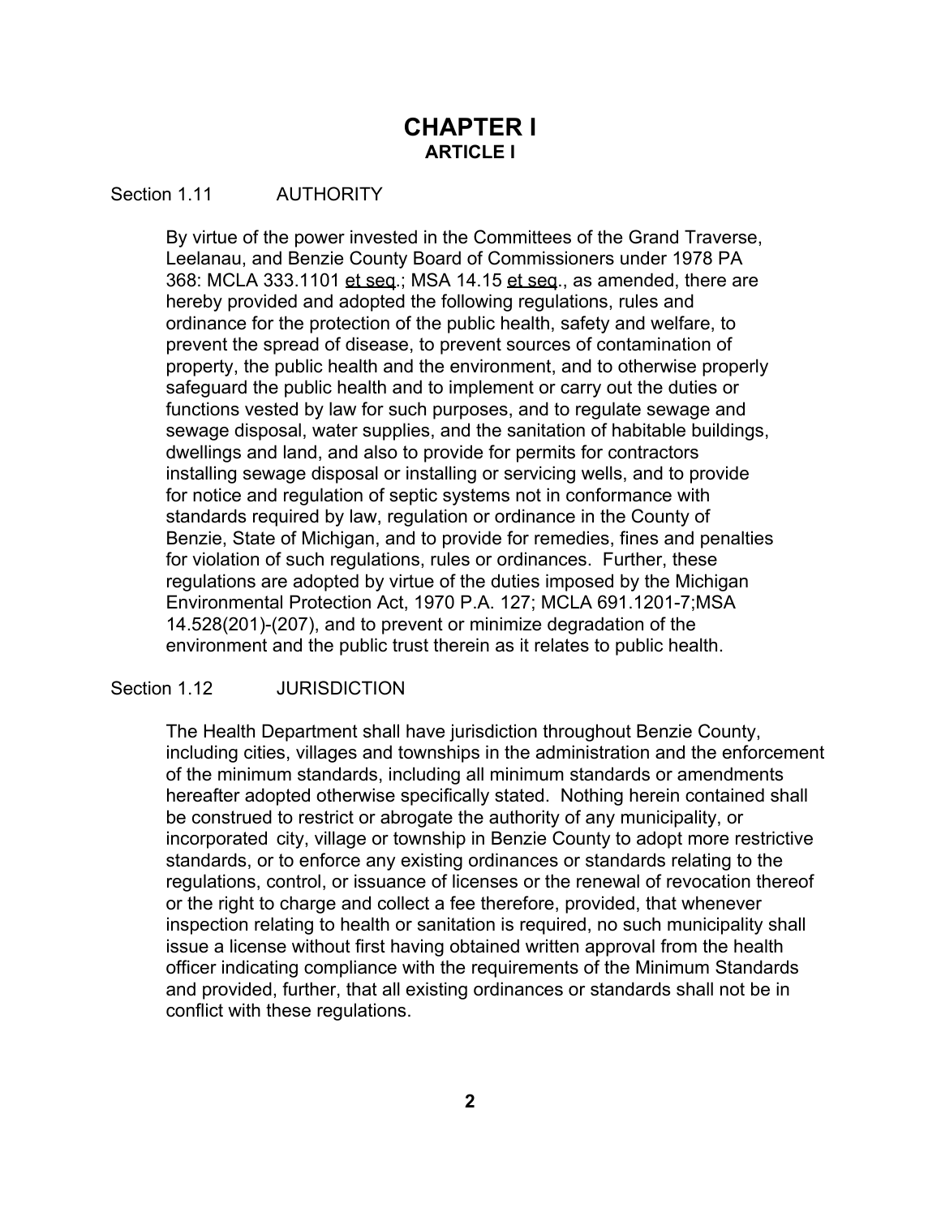# CHAPTER I
## ARTICLE I

Section 1.11 AUTHORITY

By virtue of the power invested in the Committees of the Grand Traverse, Leelanau, and Benzie County Board of Commissioners under 1978 PA 368: MCLA 333.1101 et seq.; MSA 14.15 et seq., as amended, there are hereby provided and adopted the following regulations, rules and ordinance for the protection of the public health, safety and welfare, to prevent the spread of disease, to prevent sources of contamination of property, the public health and the environment, and to otherwise properly safeguard the public health and to implement or carry out the duties or functions vested by law for such purposes, and to regulate sewage and sewage disposal, water supplies, and the sanitation of habitable buildings, dwellings and land, and also to provide for permits for contractors installing sewage disposal or installing or servicing wells, and to provide for notice and regulation of septic systems not in conformance with standards required by law, regulation or ordinance in the County of Benzie, State of Michigan, and to provide for remedies, fines and penalties for violation of such regulations, rules or ordinances. Further, these regulations are adopted by virtue of the duties imposed by the Michigan Environmental Protection Act, 1970 P.A. 127; MCLA 691.1201-7;MSA 14.528(201)-(207), and to prevent or minimize degradation of the environment and the public trust therein as it relates to public health.

Section 1.12 JURISDICTION

The Health Department shall have jurisdiction throughout Benzie County, including cities, villages and townships in the administration and the enforcement of the minimum standards, including all minimum standards or amendments hereafter adopted otherwise specifically stated. Nothing herein contained shall be construed to restrict or abrogate the authority of any municipality, or incorporated city, village or township in Benzie County to adopt more restrictive standards, or to enforce any existing ordinances or standards relating to the regulations, control, or issuance of licenses or the renewal of revocation thereof or the right to charge and collect a fee therefore, provided, that whenever inspection relating to health or sanitation is required, no such municipality shall issue a license without first having obtained written approval from the health officer indicating compliance with the requirements of the Minimum Standards and provided, further, that all existing ordinances or standards shall not be in conflict with these regulations.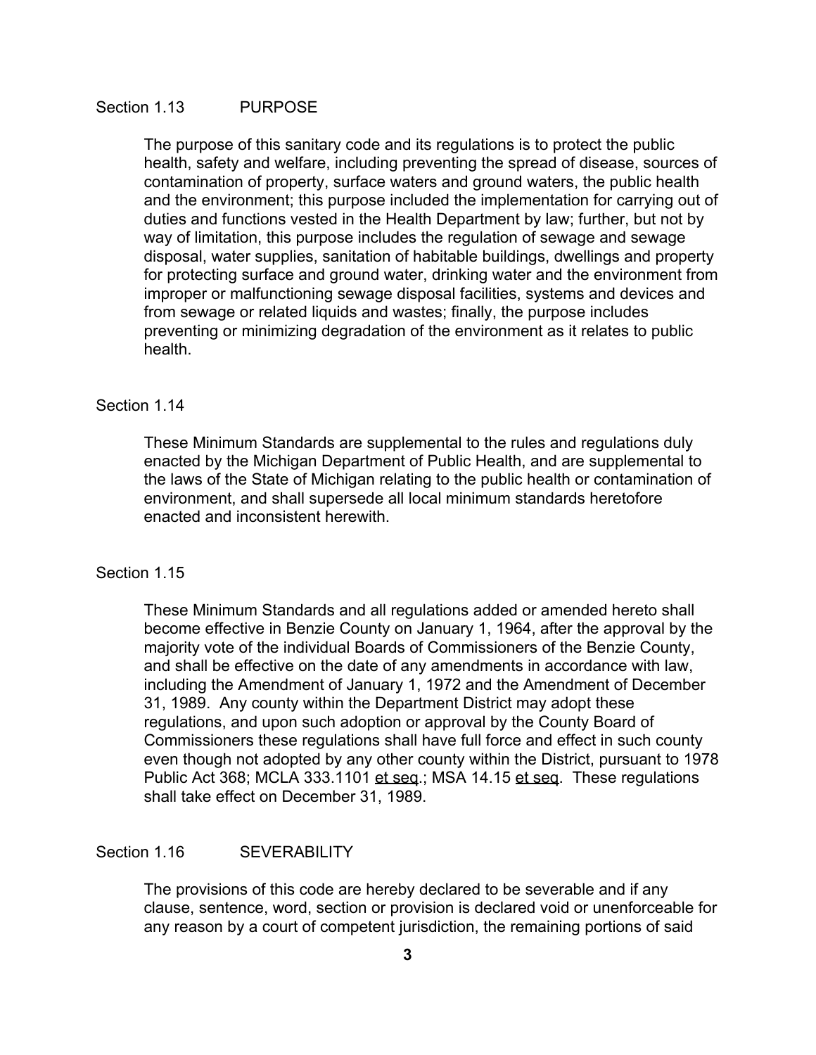### Section 1.13 PURPOSE

The purpose of this sanitary code and its regulations is to protect the public health, safety and welfare, including preventing the spread of disease, sources of contamination of property, surface waters and ground waters, the public health and the environment; this purpose included the implementation for carrying out of duties and functions vested in the Health Department by law; further, but not by way of limitation, this purpose includes the regulation of sewage and sewage disposal, water supplies, sanitation of habitable buildings, dwellings and property for protecting surface and ground water, drinking water and the environment from improper or malfunctioning sewage disposal facilities, systems and devices and from sewage or related liquids and wastes; finally, the purpose includes preventing or minimizing degradation of the environment as it relates to public health.

### Section 1.14

These Minimum Standards are supplemental to the rules and regulations duly enacted by the Michigan Department of Public Health, and are supplemental to the laws of the State of Michigan relating to the public health or contamination of environment, and shall supersede all local minimum standards heretofore enacted and inconsistent herewith.

### Section 1.15

These Minimum Standards and all regulations added or amended hereto shall become effective in Benzie County on January 1, 1964, after the approval by the majority vote of the individual Boards of Commissioners of the Benzie County, and shall be effective on the date of any amendments in accordance with law, including the Amendment of January 1, 1972 and the Amendment of December 31, 1989. Any county within the Department District may adopt these regulations, and upon such adoption or approval by the County Board of Commissioners these regulations shall have full force and effect in such county even though not adopted by any other county within the District, pursuant to 1978 Public Act 368; MCLA 333.1101 et seq.; MSA 14.15 et seq. These regulations shall take effect on December 31, 1989.

### Section 1.16 SEVERABILITY

The provisions of this code are hereby declared to be severable and if any clause, sentence, word, section or provision is declared void or unenforceable for any reason by a court of competent jurisdiction, the remaining portions of said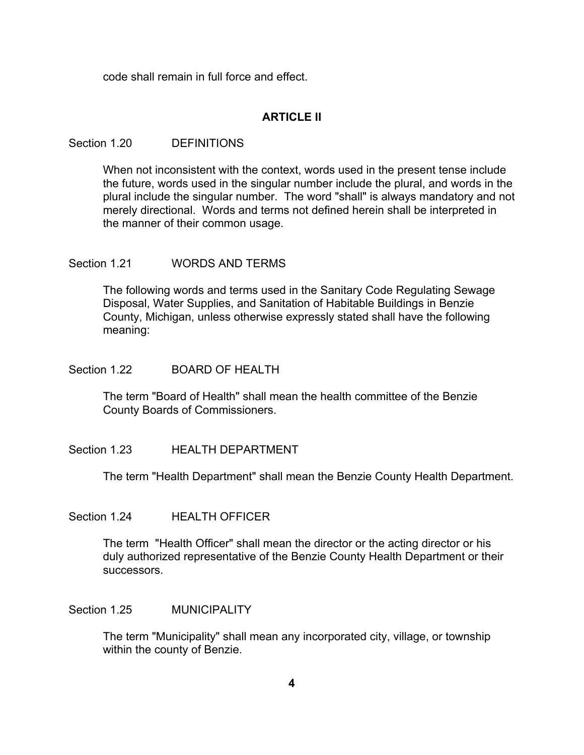code shall remain in full force and effect.

## ARTICLE II

### Section 1.20 DEFINITIONS

When not inconsistent with the context, words used in the present tense include the future, words used in the singular number include the plural, and words in the plural include the singular number. The word "shall" is always mandatory and not merely directional. Words and terms not defined herein shall be interpreted in the manner of their common usage.

### Section 1.21 WORDS AND TERMS

The following words and terms used in the Sanitary Code Regulating Sewage Disposal, Water Supplies, and Sanitation of Habitable Buildings in Benzie County, Michigan, unless otherwise expressly stated shall have the following meaning:

### Section 1.22 BOARD OF HEALTH

The term "Board of Health" shall mean the health committee of the Benzie County Boards of Commissioners.

### Section 1.23 HEALTH DEPARTMENT

The term "Health Department" shall mean the Benzie County Health Department.

### Section 1.24 HEALTH OFFICER

The term "Health Officer" shall mean the director or the acting director or his duly authorized representative of the Benzie County Health Department or their successors.

### Section 1.25 MUNICIPALITY

The term "Municipality" shall mean any incorporated city, village, or township within the county of Benzie.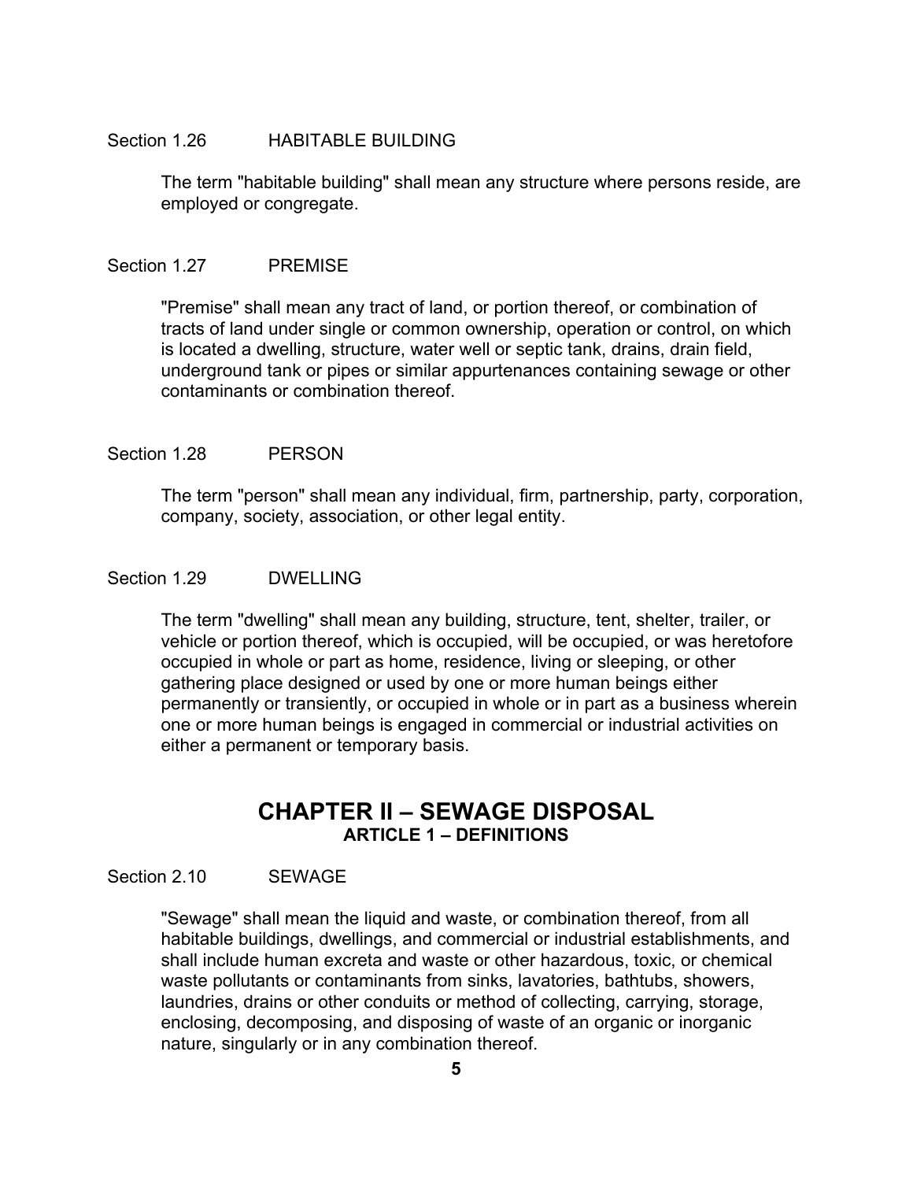### Section 1.26 HABITABLE BUILDING

The term "habitable building" shall mean any structure where persons reside, are employed or congregate.

### Section 1.27 PREMISE

"Premise" shall mean any tract of land, or portion thereof, or combination of tracts of land under single or common ownership, operation or control, on which is located a dwelling, structure, water well or septic tank, drains, drain field, underground tank or pipes or similar appurtenances containing sewage or other contaminants or combination thereof.

### Section 1.28 PERSON

The term "person" shall mean any individual, firm, partnership, party, corporation, company, society, association, or other legal entity.

### Section 1.29 DWELLING

The term "dwelling" shall mean any building, structure, tent, shelter, trailer, or vehicle or portion thereof, which is occupied, will be occupied, or was heretofore occupied in whole or part as home, residence, living or sleeping, or other gathering place designed or used by one or more human beings either permanently or transiently, or occupied in whole or in part as a business wherein one or more human beings is engaged in commercial or industrial activities on either a permanent or temporary basis.

# CHAPTER II – SEWAGE DISPOSAL

## ARTICLE 1 – DEFINITIONS

### Section 2.10 SEWAGE

"Sewage" shall mean the liquid and waste, or combination thereof, from all habitable buildings, dwellings, and commercial or industrial establishments, and shall include human excreta and waste or other hazardous, toxic, or chemical waste pollutants or contaminants from sinks, lavatories, bathtubs, showers, laundries, drains or other conduits or method of collecting, carrying, storage, enclosing, decomposing, and disposing of waste of an organic or inorganic nature, singularly or in any combination thereof.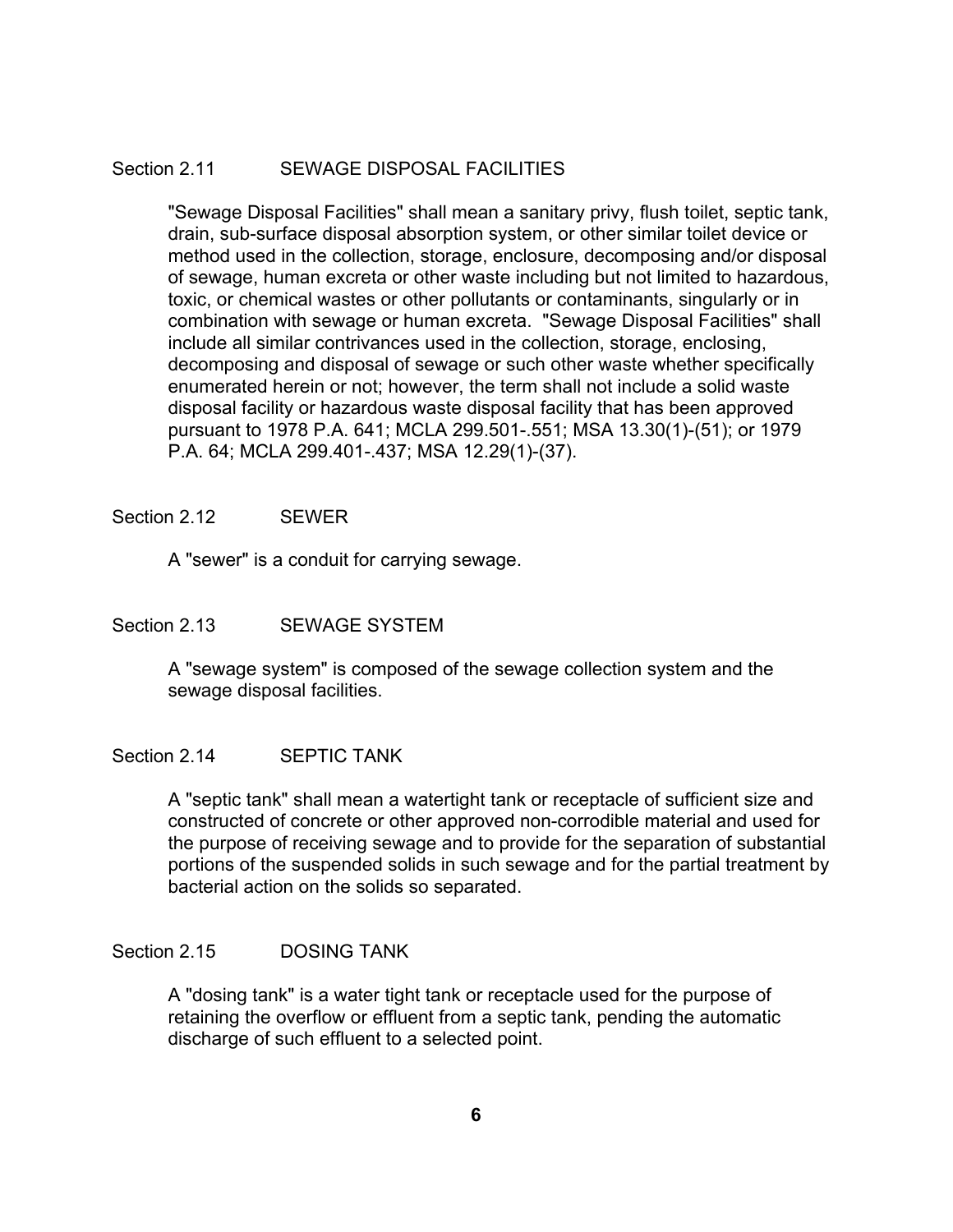## Section 2.11 SEWAGE DISPOSAL FACILITIES

"Sewage Disposal Facilities" shall mean a sanitary privy, flush toilet, septic tank, drain, sub-surface disposal absorption system, or other similar toilet device or method used in the collection, storage, enclosure, decomposing and/or disposal of sewage, human excreta or other waste including but not limited to hazardous, toxic, or chemical wastes or other pollutants or contaminants, singularly or in combination with sewage or human excreta. "Sewage Disposal Facilities" shall include all similar contrivances used in the collection, storage, enclosing, decomposing and disposal of sewage or such other waste whether specifically enumerated herein or not; however, the term shall not include a solid waste disposal facility or hazardous waste disposal facility that has been approved pursuant to 1978 P.A. 641; MCLA 299.501-.551; MSA 13.30(1)-(51); or 1979 P.A. 64; MCLA 299.401-.437; MSA 12.29(1)-(37).

## Section 2.12 SEWER

A "sewer" is a conduit for carrying sewage.

## Section 2.13 SEWAGE SYSTEM

A "sewage system" is composed of the sewage collection system and the sewage disposal facilities.

## Section 2.14 SEPTIC TANK

A "septic tank" shall mean a watertight tank or receptacle of sufficient size and constructed of concrete or other approved non-corrodible material and used for the purpose of receiving sewage and to provide for the separation of substantial portions of the suspended solids in such sewage and for the partial treatment by bacterial action on the solids so separated.

## Section 2.15 DOSING TANK

A "dosing tank" is a water tight tank or receptacle used for the purpose of retaining the overflow or effluent from a septic tank, pending the automatic discharge of such effluent to a selected point.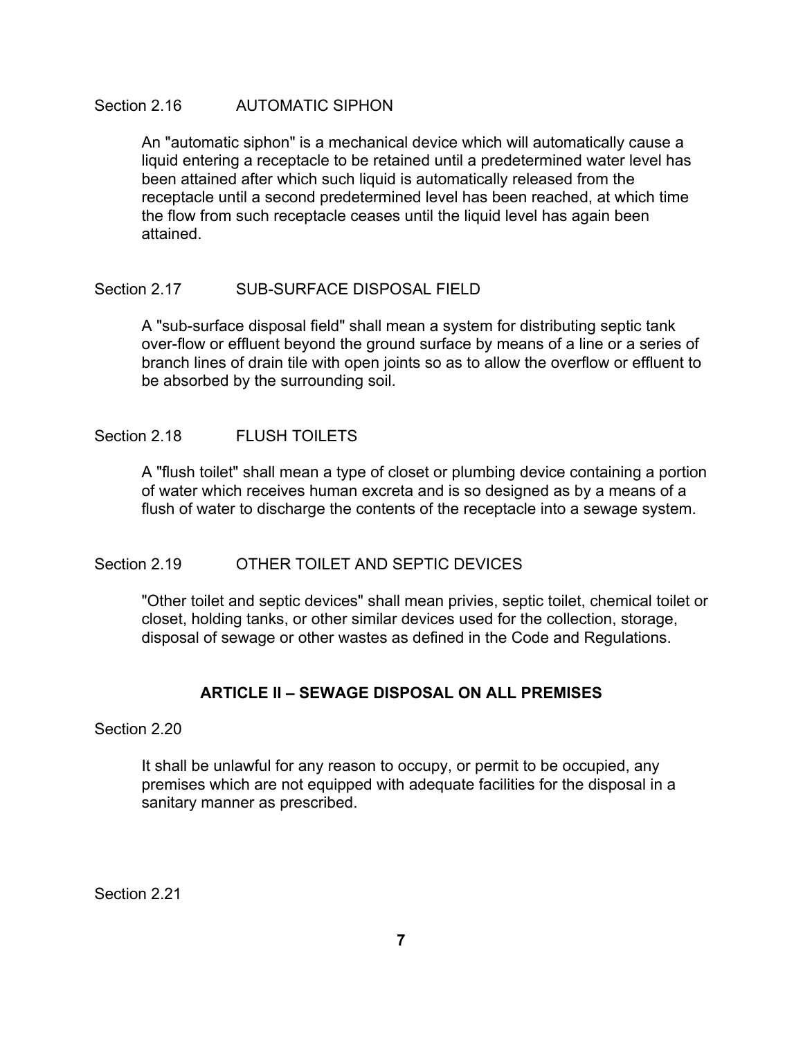Section 2.16 AUTOMATIC SIPHON

An "automatic siphon" is a mechanical device which will automatically cause a liquid entering a receptacle to be retained until a predetermined water level has been attained after which such liquid is automatically released from the receptacle until a second predetermined level has been reached, at which time the flow from such receptacle ceases until the liquid level has again been attained.

Section 2.17 SUB-SURFACE DISPOSAL FIELD

A "sub-surface disposal field" shall mean a system for distributing septic tank over-flow or effluent beyond the ground surface by means of a line or a series of branch lines of drain tile with open joints so as to allow the overflow or effluent to be absorbed by the surrounding soil.

Section 2.18 FLUSH TOILETS

A "flush toilet" shall mean a type of closet or plumbing device containing a portion of water which receives human excreta and is so designed as by a means of a flush of water to discharge the contents of the receptacle into a sewage system.

Section 2.19 OTHER TOILET AND SEPTIC DEVICES

"Other toilet and septic devices" shall mean privies, septic toilet, chemical toilet or closet, holding tanks, or other similar devices used for the collection, storage, disposal of sewage or other wastes as defined in the Code and Regulations.

## ARTICLE II – SEWAGE DISPOSAL ON ALL PREMISES

Section 2.20

It shall be unlawful for any reason to occupy, or permit to be occupied, any premises which are not equipped with adequate facilities for the disposal in a sanitary manner as prescribed.

Section 2.21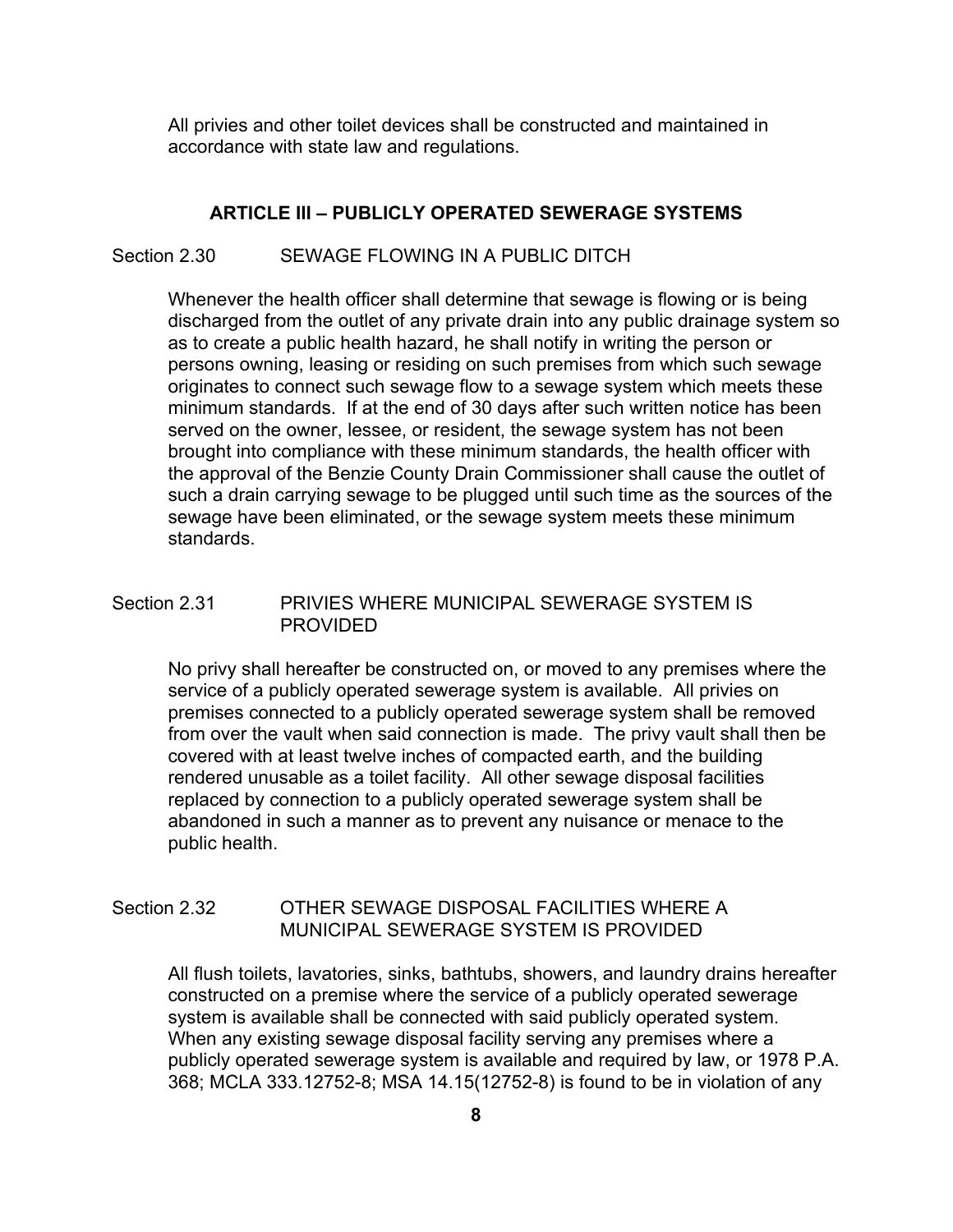All privies and other toilet devices shall be constructed and maintained in accordance with state law and regulations.

## ARTICLE III – PUBLICLY OPERATED SEWERAGE SYSTEMS

### Section 2.30 SEWAGE FLOWING IN A PUBLIC DITCH

Whenever the health officer shall determine that sewage is flowing or is being discharged from the outlet of any private drain into any public drainage system so as to create a public health hazard, he shall notify in writing the person or persons owning, leasing or residing on such premises from which such sewage originates to connect such sewage flow to a sewage system which meets these minimum standards. If at the end of 30 days after such written notice has been served on the owner, lessee, or resident, the sewage system has not been brought into compliance with these minimum standards, the health officer with the approval of the Benzie County Drain Commissioner shall cause the outlet of such a drain carrying sewage to be plugged until such time as the sources of the sewage have been eliminated, or the sewage system meets these minimum standards.

### Section 2.31 PRIVIES WHERE MUNICIPAL SEWERAGE SYSTEM IS PROVIDED

No privy shall hereafter be constructed on, or moved to any premises where the service of a publicly operated sewerage system is available. All privies on premises connected to a publicly operated sewerage system shall be removed from over the vault when said connection is made. The privy vault shall then be covered with at least twelve inches of compacted earth, and the building rendered unusable as a toilet facility. All other sewage disposal facilities replaced by connection to a publicly operated sewerage system shall be abandoned in such a manner as to prevent any nuisance or menace to the public health.

### Section 2.32 OTHER SEWAGE DISPOSAL FACILITIES WHERE A MUNICIPAL SEWERAGE SYSTEM IS PROVIDED

All flush toilets, lavatories, sinks, bathtubs, showers, and laundry drains hereafter constructed on a premise where the service of a publicly operated sewerage system is available shall be connected with said publicly operated system. When any existing sewage disposal facility serving any premises where a publicly operated sewerage system is available and required by law, or 1978 P.A. 368; MCLA 333.12752-8; MSA 14.15(12752-8) is found to be in violation of any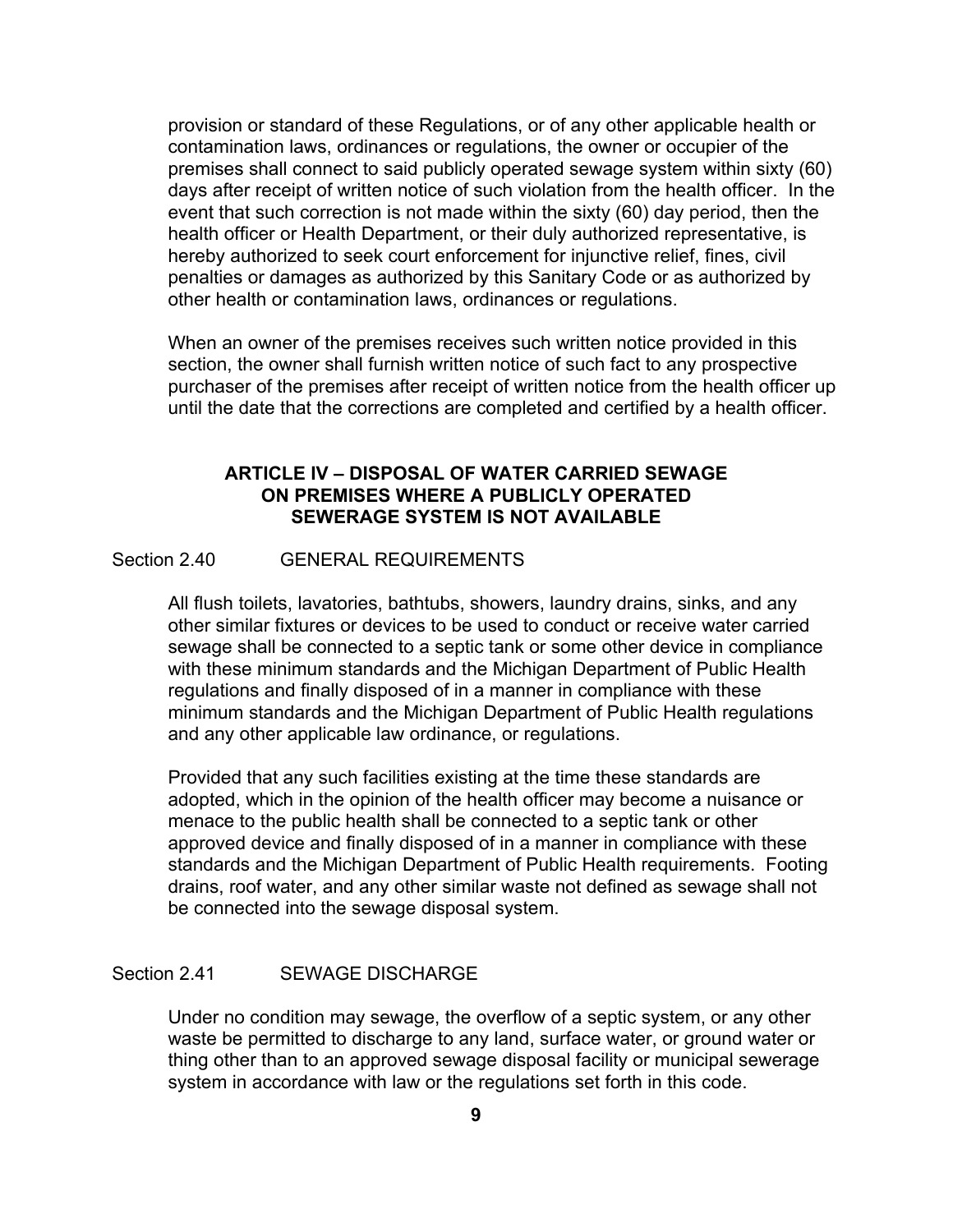provision or standard of these Regulations, or of any other applicable health or contamination laws, ordinances or regulations, the owner or occupier of the premises shall connect to said publicly operated sewage system within sixty (60) days after receipt of written notice of such violation from the health officer. In the event that such correction is not made within the sixty (60) day period, then the health officer or Health Department, or their duly authorized representative, is hereby authorized to seek court enforcement for injunctive relief, fines, civil penalties or damages as authorized by this Sanitary Code or as authorized by other health or contamination laws, ordinances or regulations.

When an owner of the premises receives such written notice provided in this section, the owner shall furnish written notice of such fact to any prospective purchaser of the premises after receipt of written notice from the health officer up until the date that the corrections are completed and certified by a health officer.

## ARTICLE IV – DISPOSAL OF WATER CARRIED SEWAGE ON PREMISES WHERE A PUBLICLY OPERATED SEWERAGE SYSTEM IS NOT AVAILABLE

### Section 2.40 GENERAL REQUIREMENTS

All flush toilets, lavatories, bathtubs, showers, laundry drains, sinks, and any other similar fixtures or devices to be used to conduct or receive water carried sewage shall be connected to a septic tank or some other device in compliance with these minimum standards and the Michigan Department of Public Health regulations and finally disposed of in a manner in compliance with these minimum standards and the Michigan Department of Public Health regulations and any other applicable law ordinance, or regulations.

Provided that any such facilities existing at the time these standards are adopted, which in the opinion of the health officer may become a nuisance or menace to the public health shall be connected to a septic tank or other approved device and finally disposed of in a manner in compliance with these standards and the Michigan Department of Public Health requirements. Footing drains, roof water, and any other similar waste not defined as sewage shall not be connected into the sewage disposal system.

### Section 2.41 SEWAGE DISCHARGE

Under no condition may sewage, the overflow of a septic system, or any other waste be permitted to discharge to any land, surface water, or ground water or thing other than to an approved sewage disposal facility or municipal sewerage system in accordance with law or the regulations set forth in this code.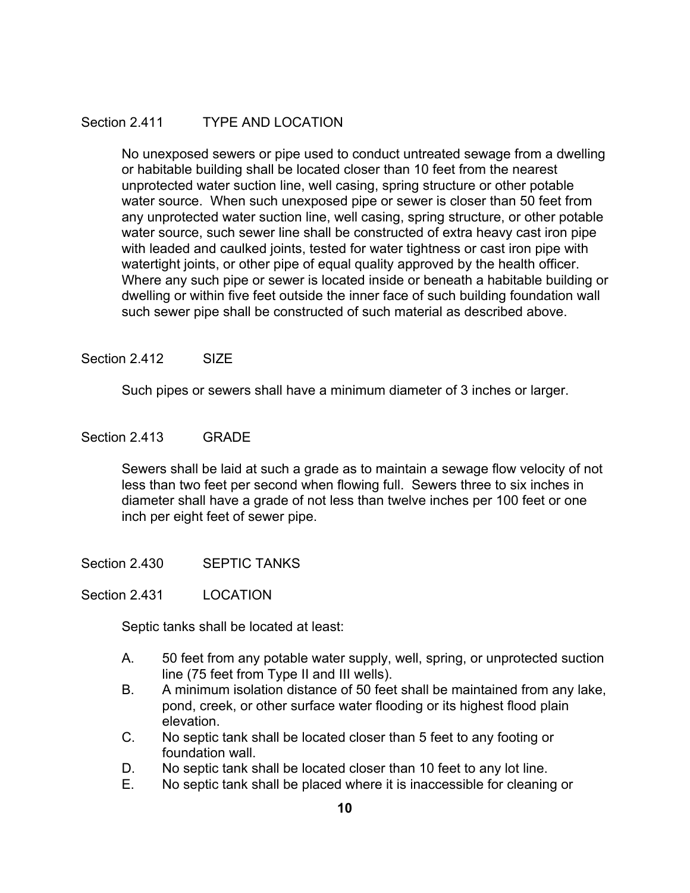## Section 2.411 TYPE AND LOCATION

No unexposed sewers or pipe used to conduct untreated sewage from a dwelling or habitable building shall be located closer than 10 feet from the nearest unprotected water suction line, well casing, spring structure or other potable water source. When such unexposed pipe or sewer is closer than 50 feet from any unprotected water suction line, well casing, spring structure, or other potable water source, such sewer line shall be constructed of extra heavy cast iron pipe with leaded and caulked joints, tested for water tightness or cast iron pipe with watertight joints, or other pipe of equal quality approved by the health officer. Where any such pipe or sewer is located inside or beneath a habitable building or dwelling or within five feet outside the inner face of such building foundation wall such sewer pipe shall be constructed of such material as described above.

## Section 2.412 SIZE

Such pipes or sewers shall have a minimum diameter of 3 inches or larger.

## Section 2.413 GRADE

Sewers shall be laid at such a grade as to maintain a sewage flow velocity of not less than two feet per second when flowing full. Sewers three to six inches in diameter shall have a grade of not less than twelve inches per 100 feet or one inch per eight feet of sewer pipe.

## Section 2.430 SEPTIC TANKS

## Section 2.431 LOCATION

Septic tanks shall be located at least:

A. 50 feet from any potable water supply, well, spring, or unprotected suction line (75 feet from Type II and III wells).

B. A minimum isolation distance of 50 feet shall be maintained from any lake, pond, creek, or other surface water flooding or its highest flood plain elevation.

C. No septic tank shall be located closer than 5 feet to any footing or foundation wall.

D. No septic tank shall be located closer than 10 feet to any lot line.

E. No septic tank shall be placed where it is inaccessible for cleaning or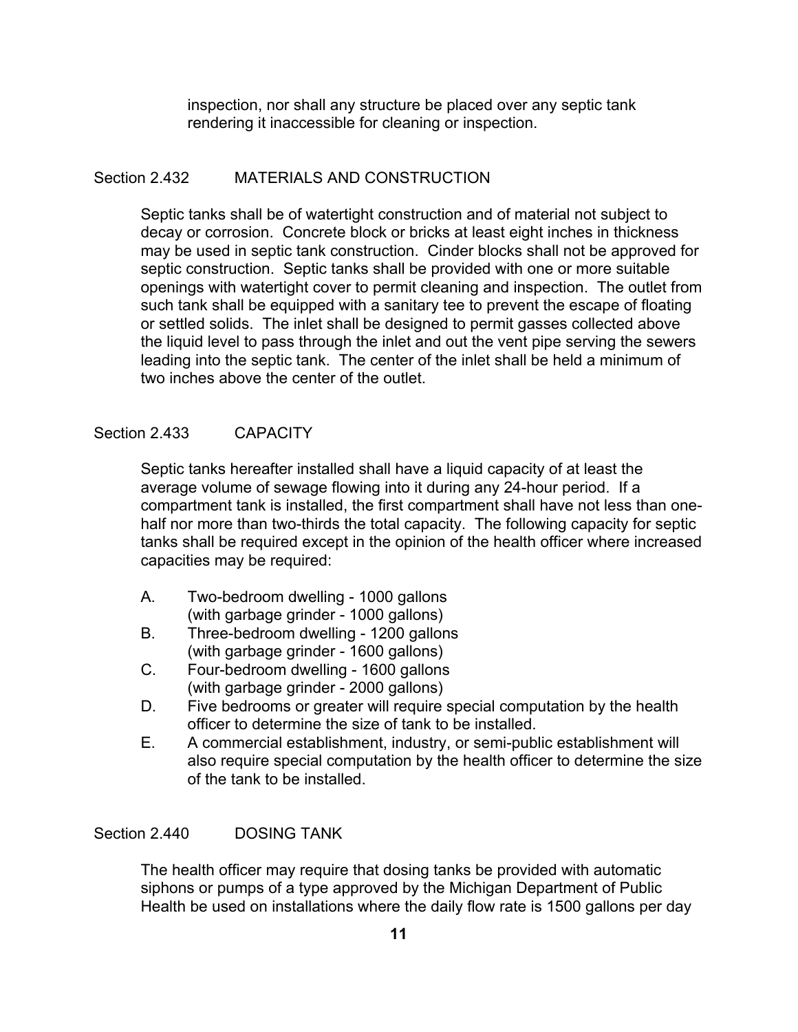inspection, nor shall any structure be placed over any septic tank rendering it inaccessible for cleaning or inspection.

## Section 2.432 MATERIALS AND CONSTRUCTION

Septic tanks shall be of watertight construction and of material not subject to decay or corrosion. Concrete block or bricks at least eight inches in thickness may be used in septic tank construction. Cinder blocks shall not be approved for septic construction. Septic tanks shall be provided with one or more suitable openings with watertight cover to permit cleaning and inspection. The outlet from such tank shall be equipped with a sanitary tee to prevent the escape of floating or settled solids. The inlet shall be designed to permit gasses collected above the liquid level to pass through the inlet and out the vent pipe serving the sewers leading into the septic tank. The center of the inlet shall be held a minimum of two inches above the center of the outlet.

## Section 2.433 CAPACITY

Septic tanks hereafter installed shall have a liquid capacity of at least the average volume of sewage flowing into it during any 24-hour period. If a compartment tank is installed, the first compartment shall have not less than one-half nor more than two-thirds the total capacity. The following capacity for septic tanks shall be required except in the opinion of the health officer where increased capacities may be required:

A. Two-bedroom dwelling - 1000 gallons (with garbage grinder - 1000 gallons)

B. Three-bedroom dwelling - 1200 gallons (with garbage grinder - 1600 gallons)

C. Four-bedroom dwelling - 1600 gallons (with garbage grinder - 2000 gallons)

D. Five bedrooms or greater will require special computation by the health officer to determine the size of tank to be installed.

E. A commercial establishment, industry, or semi-public establishment will also require special computation by the health officer to determine the size of the tank to be installed.

## Section 2.440 DOSING TANK

The health officer may require that dosing tanks be provided with automatic siphons or pumps of a type approved by the Michigan Department of Public Health be used on installations where the daily flow rate is 1500 gallons per day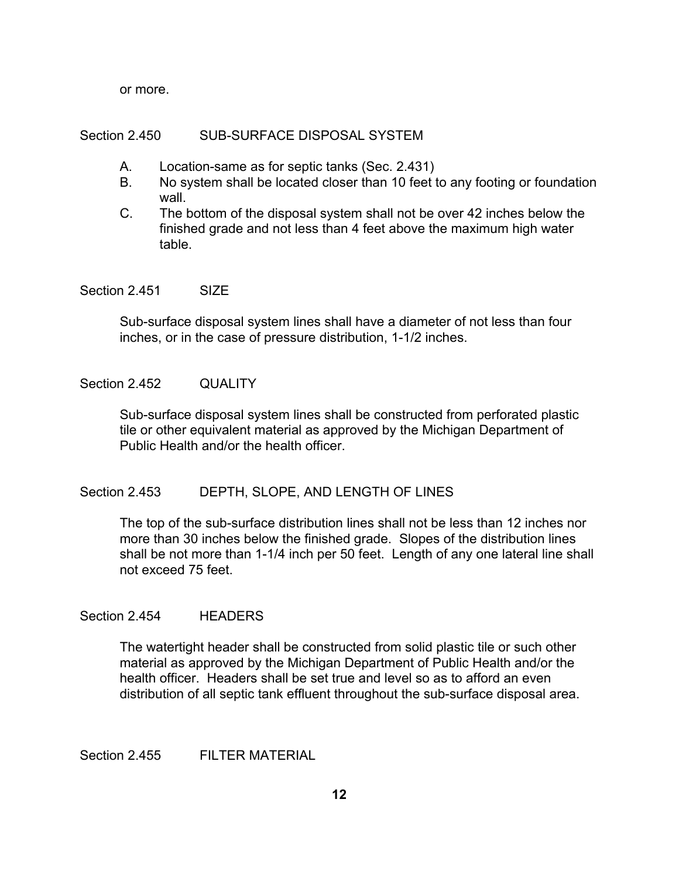or more.

## Section 2.450 SUB-SURFACE DISPOSAL SYSTEM

A. Location-same as for septic tanks (Sec. 2.431)
B. No system shall be located closer than 10 feet to any footing or foundation wall.
C. The bottom of the disposal system shall not be over 42 inches below the finished grade and not less than 4 feet above the maximum high water table.

## Section 2.451 SIZE

Sub-surface disposal system lines shall have a diameter of not less than four inches, or in the case of pressure distribution, 1-1/2 inches.

## Section 2.452 QUALITY

Sub-surface disposal system lines shall be constructed from perforated plastic tile or other equivalent material as approved by the Michigan Department of Public Health and/or the health officer.

## Section 2.453 DEPTH, SLOPE, AND LENGTH OF LINES

The top of the sub-surface distribution lines shall not be less than 12 inches nor more than 30 inches below the finished grade. Slopes of the distribution lines shall be not more than 1-1/4 inch per 50 feet. Length of any one lateral line shall not exceed 75 feet.

## Section 2.454 HEADERS

The watertight header shall be constructed from solid plastic tile or such other material as approved by the Michigan Department of Public Health and/or the health officer. Headers shall be set true and level so as to afford an even distribution of all septic tank effluent throughout the sub-surface disposal area.

## Section 2.455 FILTER MATERIAL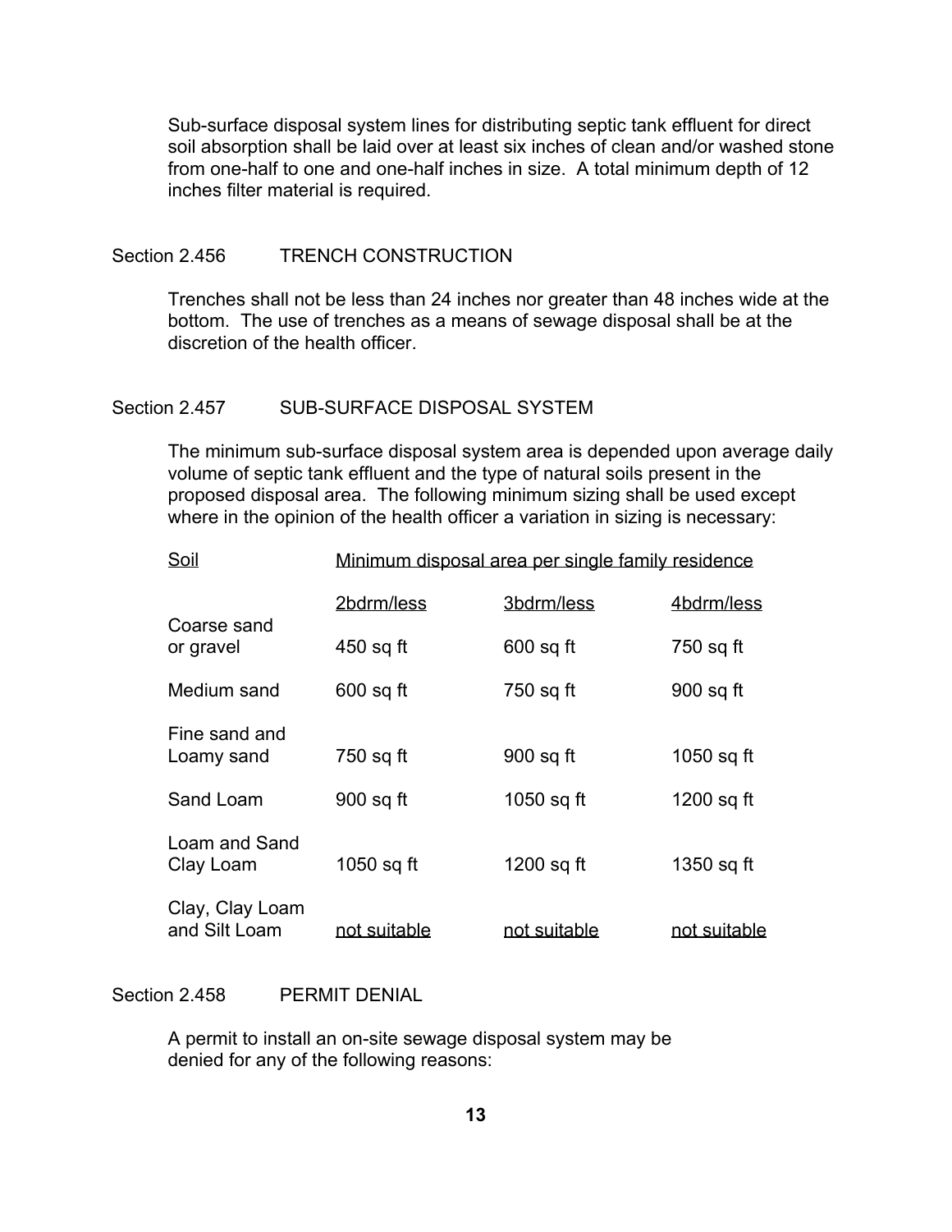Sub-surface disposal system lines for distributing septic tank effluent for direct soil absorption shall be laid over at least six inches of clean and/or washed stone from one-half to one and one-half inches in size. A total minimum depth of 12 inches filter material is required.

## Section 2.456 TRENCH CONSTRUCTION

Trenches shall not be less than 24 inches nor greater than 48 inches wide at the bottom. The use of trenches as a means of sewage disposal shall be at the discretion of the health officer.

## Section 2.457 SUB-SURFACE DISPOSAL SYSTEM

The minimum sub-surface disposal system area is depended upon average daily volume of septic tank effluent and the type of natural soils present in the proposed disposal area. The following minimum sizing shall be used except where in the opinion of the health officer a variation in sizing is necessary:

| Soil | Minimum disposal area per single family residence | | |
|---|---|---|---|
| | 2bdrm/less | 3bdrm/less | 4bdrm/less |
| Coarse sand or gravel | 450 sq ft | 600 sq ft | 750 sq ft |
| Medium sand | 600 sq ft | 750 sq ft | 900 sq ft |
| Fine sand and Loamy sand | 750 sq ft | 900 sq ft | 1050 sq ft |
| Sand Loam | 900 sq ft | 1050 sq ft | 1200 sq ft |
| Loam and Sand Clay Loam | 1050 sq ft | 1200 sq ft | 1350 sq ft |
| Clay, Clay Loam and Silt Loam | not suitable | not suitable | not suitable |

## Section 2.458 PERMIT DENIAL

A permit to install an on-site sewage disposal system may be denied for any of the following reasons: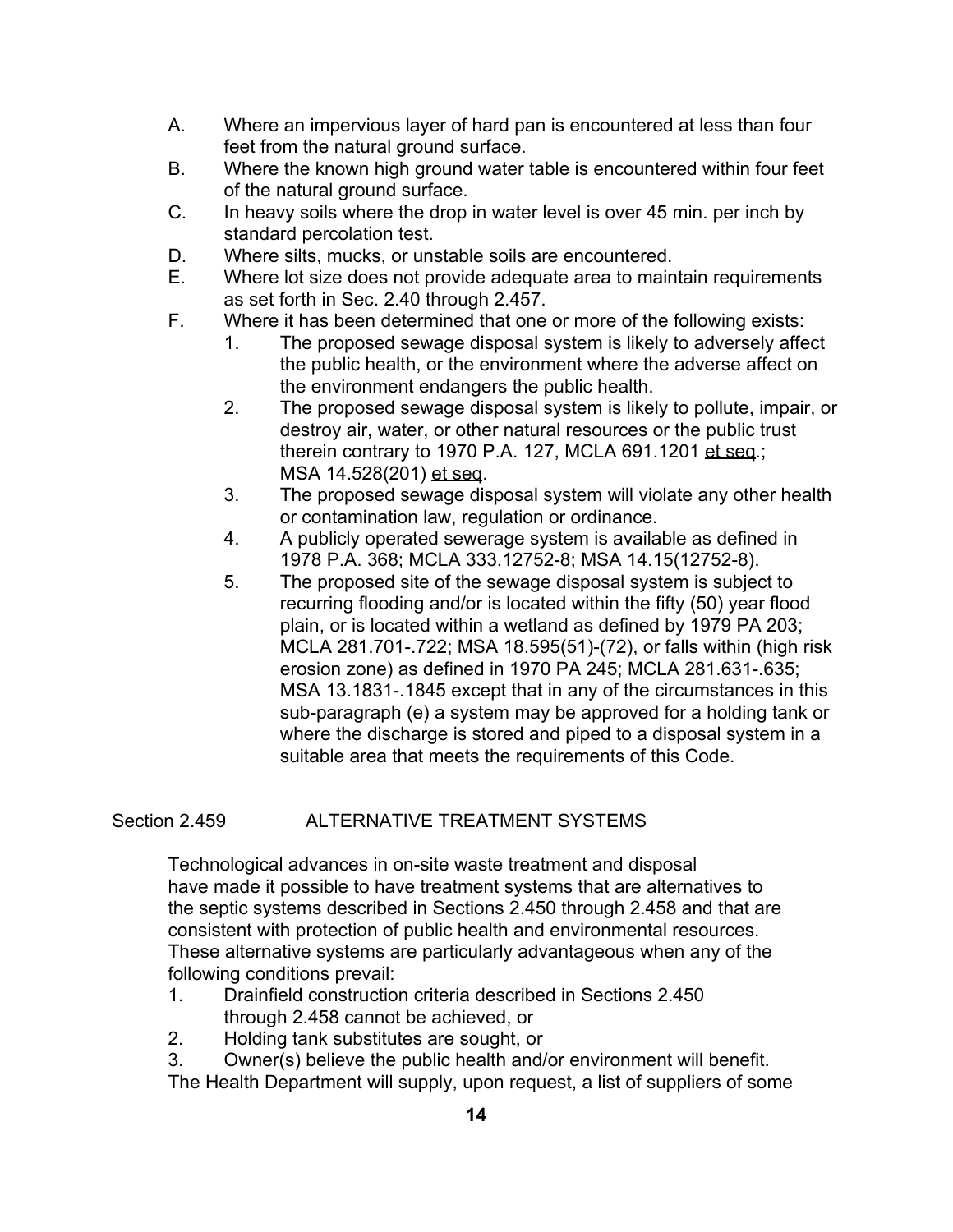A. Where an impervious layer of hard pan is encountered at less than four feet from the natural ground surface.

B. Where the known high ground water table is encountered within four feet of the natural ground surface.

C. In heavy soils where the drop in water level is over 45 min. per inch by standard percolation test.

D. Where silts, mucks, or unstable soils are encountered.

E. Where lot size does not provide adequate area to maintain requirements as set forth in Sec. 2.40 through 2.457.

F. Where it has been determined that one or more of the following exists:

   1. The proposed sewage disposal system is likely to adversely affect the public health, or the environment where the adverse affect on the environment endangers the public health.
   2. The proposed sewage disposal system is likely to pollute, impair, or destroy air, water, or other natural resources or the public trust therein contrary to 1970 P.A. 127, MCLA 691.1201 et seq.; MSA 14.528(201) et seq.
   3. The proposed sewage disposal system will violate any other health or contamination law, regulation or ordinance.
   4. A publicly operated sewerage system is available as defined in 1978 P.A. 368; MCLA 333.12752-8; MSA 14.15(12752-8).
   5. The proposed site of the sewage disposal system is subject to recurring flooding and/or is located within the fifty (50) year flood plain, or is located within a wetland as defined by 1979 PA 203; MCLA 281.701-.722; MSA 18.595(51)-(72), or falls within (high risk erosion zone) as defined in 1970 PA 245; MCLA 281.631-.635; MSA 13.1831-.1845 except that in any of the circumstances in this sub-paragraph (e) a system may be approved for a holding tank or where the discharge is stored and piped to a disposal system in a suitable area that meets the requirements of this Code.

## Section 2.459 ALTERNATIVE TREATMENT SYSTEMS

Technological advances in on-site waste treatment and disposal have made it possible to have treatment systems that are alternatives to the septic systems described in Sections 2.450 through 2.458 and that are consistent with protection of public health and environmental resources. These alternative systems are particularly advantageous when any of the following conditions prevail:

1. Drainfield construction criteria described in Sections 2.450 through 2.458 cannot be achieved, or
2. Holding tank substitutes are sought, or
3. Owner(s) believe the public health and/or environment will benefit.

The Health Department will supply, upon request, a list of suppliers of some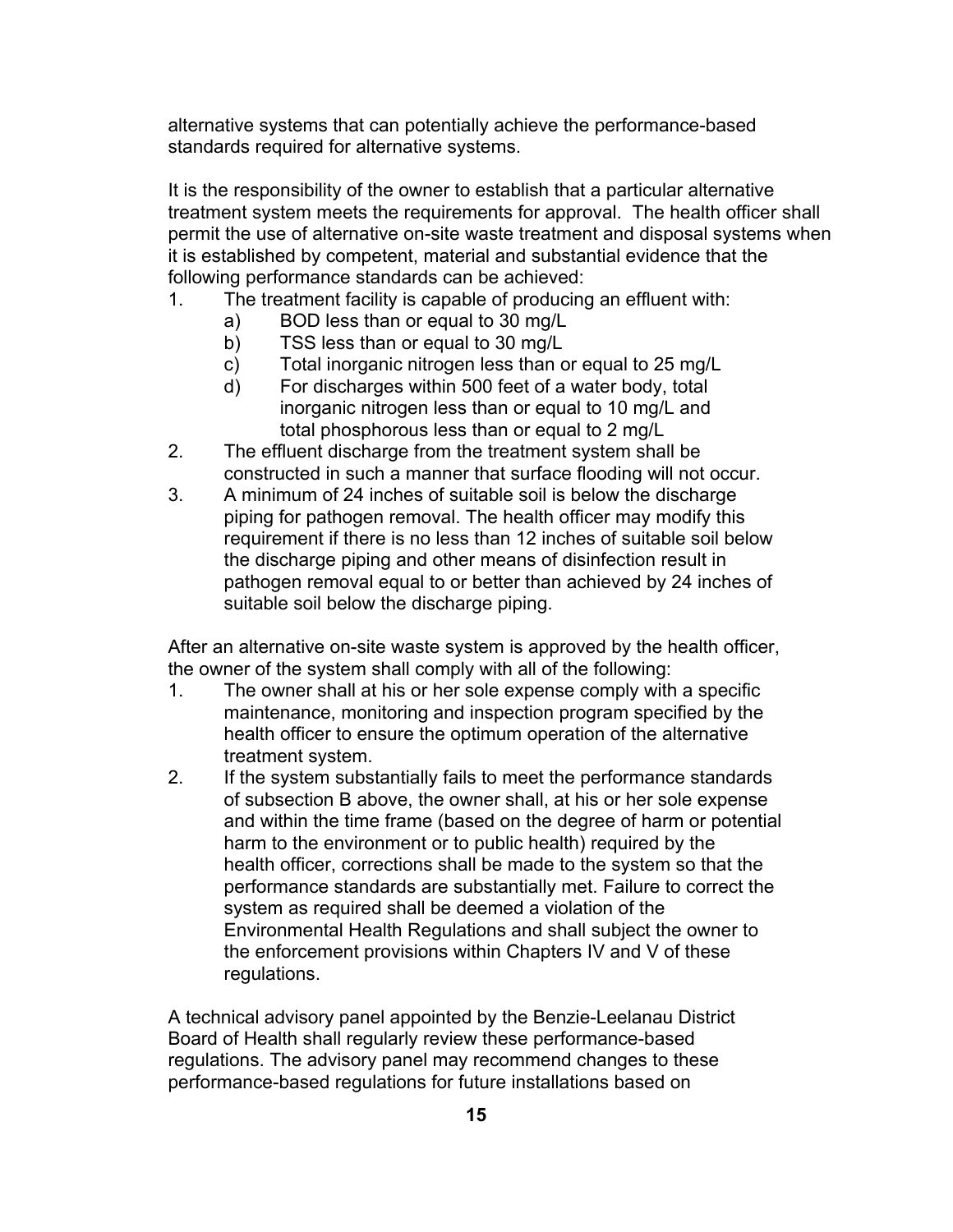alternative systems that can potentially achieve the performance-based standards required for alternative systems.

It is the responsibility of the owner to establish that a particular alternative treatment system meets the requirements for approval. The health officer shall permit the use of alternative on-site waste treatment and disposal systems when it is established by competent, material and substantial evidence that the following performance standards can be achieved:

1. The treatment facility is capable of producing an effluent with:
   a) BOD less than or equal to 30 mg/L
   b) TSS less than or equal to 30 mg/L
   c) Total inorganic nitrogen less than or equal to 25 mg/L
   d) For discharges within 500 feet of a water body, total inorganic nitrogen less than or equal to 10 mg/L and total phosphorous less than or equal to 2 mg/L
2. The effluent discharge from the treatment system shall be constructed in such a manner that surface flooding will not occur.
3. A minimum of 24 inches of suitable soil is below the discharge piping for pathogen removal. The health officer may modify this requirement if there is no less than 12 inches of suitable soil below the discharge piping and other means of disinfection result in pathogen removal equal to or better than achieved by 24 inches of suitable soil below the discharge piping.

After an alternative on-site waste system is approved by the health officer, the owner of the system shall comply with all of the following:

1. The owner shall at his or her sole expense comply with a specific maintenance, monitoring and inspection program specified by the health officer to ensure the optimum operation of the alternative treatment system.
2. If the system substantially fails to meet the performance standards of subsection B above, the owner shall, at his or her sole expense and within the time frame (based on the degree of harm or potential harm to the environment or to public health) required by the health officer, corrections shall be made to the system so that the performance standards are substantially met. Failure to correct the system as required shall be deemed a violation of the Environmental Health Regulations and shall subject the owner to the enforcement provisions within Chapters IV and V of these regulations.

A technical advisory panel appointed by the Benzie-Leelanau District Board of Health shall regularly review these performance-based regulations. The advisory panel may recommend changes to these performance-based regulations for future installations based on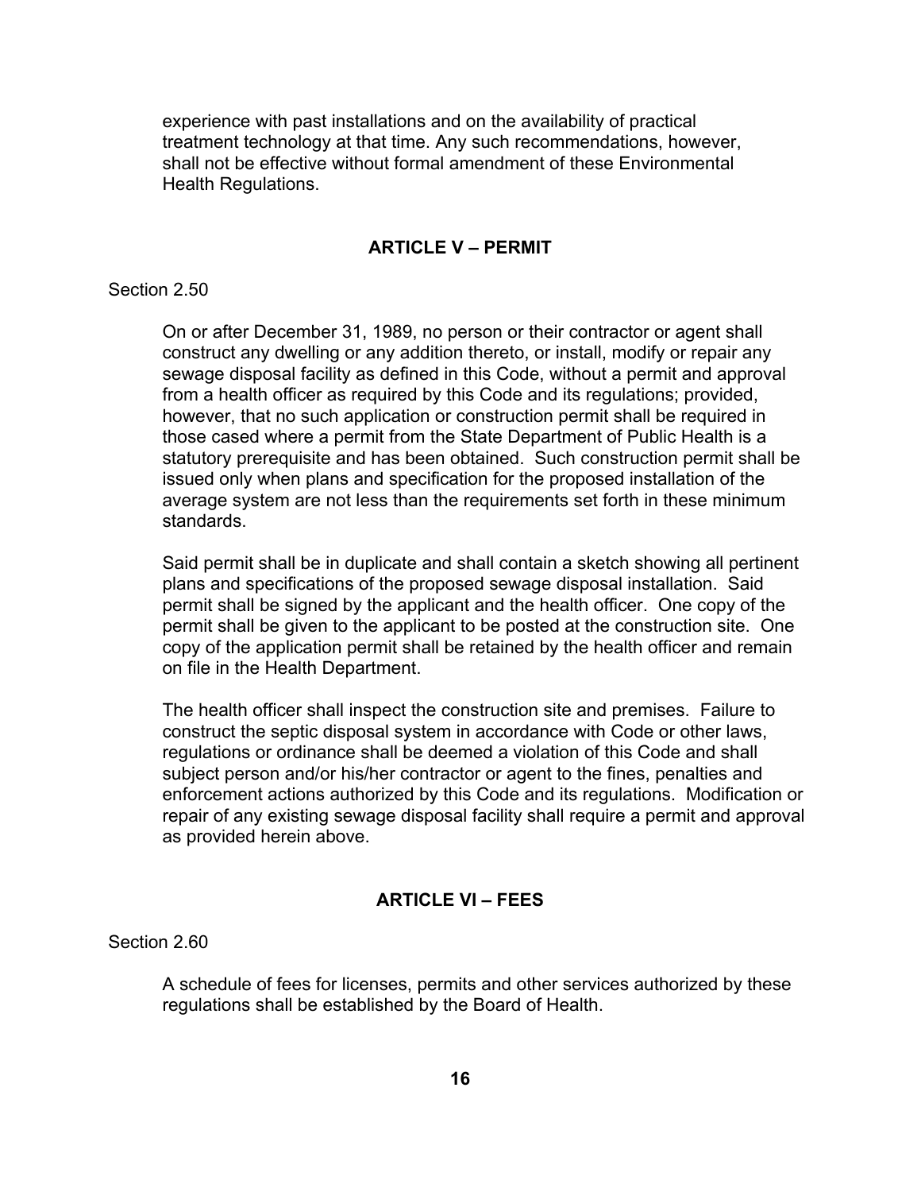experience with past installations and on the availability of practical treatment technology at that time. Any such recommendations, however, shall not be effective without formal amendment of these Environmental Health Regulations.

## ARTICLE V – PERMIT

Section 2.50

On or after December 31, 1989, no person or their contractor or agent shall construct any dwelling or any addition thereto, or install, modify or repair any sewage disposal facility as defined in this Code, without a permit and approval from a health officer as required by this Code and its regulations; provided, however, that no such application or construction permit shall be required in those cased where a permit from the State Department of Public Health is a statutory prerequisite and has been obtained. Such construction permit shall be issued only when plans and specification for the proposed installation of the average system are not less than the requirements set forth in these minimum standards.

Said permit shall be in duplicate and shall contain a sketch showing all pertinent plans and specifications of the proposed sewage disposal installation. Said permit shall be signed by the applicant and the health officer. One copy of the permit shall be given to the applicant to be posted at the construction site. One copy of the application permit shall be retained by the health officer and remain on file in the Health Department.

The health officer shall inspect the construction site and premises. Failure to construct the septic disposal system in accordance with Code or other laws, regulations or ordinance shall be deemed a violation of this Code and shall subject person and/or his/her contractor or agent to the fines, penalties and enforcement actions authorized by this Code and its regulations. Modification or repair of any existing sewage disposal facility shall require a permit and approval as provided herein above.

## ARTICLE VI – FEES

Section 2.60

A schedule of fees for licenses, permits and other services authorized by these regulations shall be established by the Board of Health.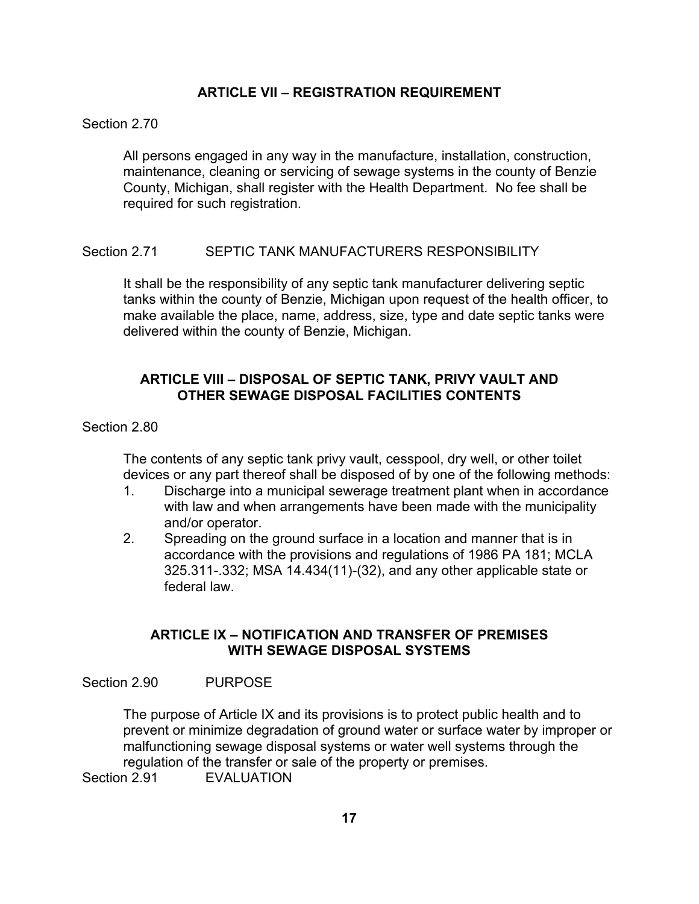## ARTICLE VII – REGISTRATION REQUIREMENT

Section 2.70

All persons engaged in any way in the manufacture, installation, construction, maintenance, cleaning or servicing of sewage systems in the county of Benzie County, Michigan, shall register with the Health Department. No fee shall be required for such registration.

Section 2.71 SEPTIC TANK MANUFACTURERS RESPONSIBILITY

It shall be the responsibility of any septic tank manufacturer delivering septic tanks within the county of Benzie, Michigan upon request of the health officer, to make available the place, name, address, size, type and date septic tanks were delivered within the county of Benzie, Michigan.

## ARTICLE VIII – DISPOSAL OF SEPTIC TANK, PRIVY VAULT AND OTHER SEWAGE DISPOSAL FACILITIES CONTENTS

Section 2.80

The contents of any septic tank privy vault, cesspool, dry well, or other toilet devices or any part thereof shall be disposed of by one of the following methods:

1. Discharge into a municipal sewerage treatment plant when in accordance with law and when arrangements have been made with the municipality and/or operator.
2. Spreading on the ground surface in a location and manner that is in accordance with the provisions and regulations of 1986 PA 181; MCLA 325.311-.332; MSA 14.434(11)-(32), and any other applicable state or federal law.

## ARTICLE IX – NOTIFICATION AND TRANSFER OF PREMISES WITH SEWAGE DISPOSAL SYSTEMS

Section 2.90 PURPOSE

The purpose of Article IX and its provisions is to protect public health and to prevent or minimize degradation of ground water or surface water by improper or malfunctioning sewage disposal systems or water well systems through the regulation of the transfer or sale of the property or premises.

Section 2.91 EVALUATION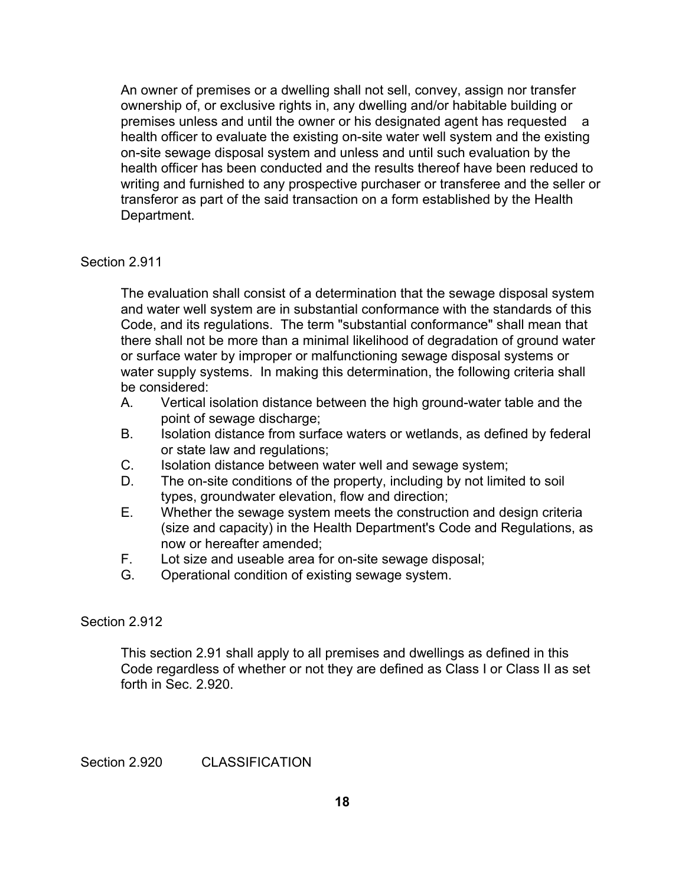An owner of premises or a dwelling shall not sell, convey, assign nor transfer ownership of, or exclusive rights in, any dwelling and/or habitable building or premises unless and until the owner or his designated agent has requested a health officer to evaluate the existing on-site water well system and the existing on-site sewage disposal system and unless and until such evaluation by the health officer has been conducted and the results thereof have been reduced to writing and furnished to any prospective purchaser or transferee and the seller or transferor as part of the said transaction on a form established by the Health Department.

Section 2.911

The evaluation shall consist of a determination that the sewage disposal system and water well system are in substantial conformance with the standards of this Code, and its regulations. The term "substantial conformance" shall mean that there shall not be more than a minimal likelihood of degradation of ground water or surface water by improper or malfunctioning sewage disposal systems or water supply systems. In making this determination, the following criteria shall be considered:

A. Vertical isolation distance between the high ground-water table and the point of sewage discharge;
B. Isolation distance from surface waters or wetlands, as defined by federal or state law and regulations;
C. Isolation distance between water well and sewage system;
D. The on-site conditions of the property, including by not limited to soil types, groundwater elevation, flow and direction;
E. Whether the sewage system meets the construction and design criteria (size and capacity) in the Health Department's Code and Regulations, as now or hereafter amended;
F. Lot size and useable area for on-site sewage disposal;
G. Operational condition of existing sewage system.

Section 2.912

This section 2.91 shall apply to all premises and dwellings as defined in this Code regardless of whether or not they are defined as Class I or Class II as set forth in Sec. 2.920.

Section 2.920 CLASSIFICATION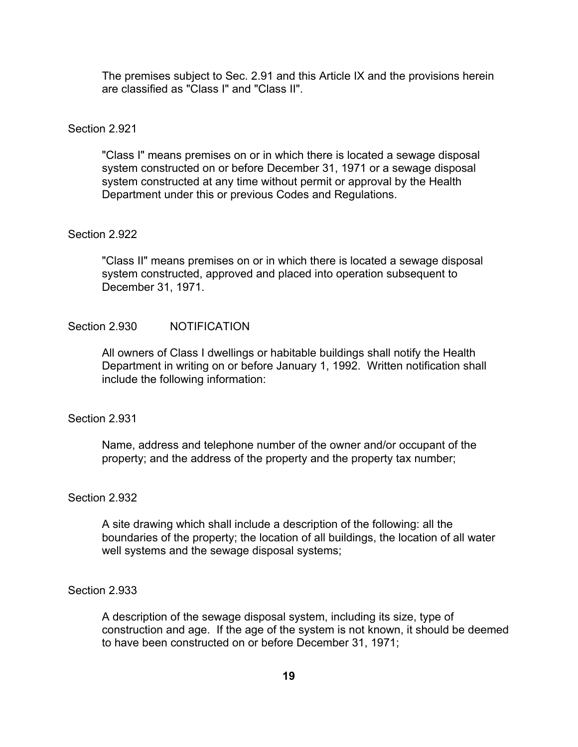The premises subject to Sec. 2.91 and this Article IX and the provisions herein are classified as "Class I" and "Class II".

Section 2.921

"Class I" means premises on or in which there is located a sewage disposal system constructed on or before December 31, 1971 or a sewage disposal system constructed at any time without permit or approval by the Health Department under this or previous Codes and Regulations.

Section 2.922

"Class II" means premises on or in which there is located a sewage disposal system constructed, approved and placed into operation subsequent to December 31, 1971.

Section 2.930 NOTIFICATION

All owners of Class I dwellings or habitable buildings shall notify the Health Department in writing on or before January 1, 1992. Written notification shall include the following information:

Section 2.931

Name, address and telephone number of the owner and/or occupant of the property; and the address of the property and the property tax number;

Section 2.932

A site drawing which shall include a description of the following: all the boundaries of the property; the location of all buildings, the location of all water well systems and the sewage disposal systems;

Section 2.933

A description of the sewage disposal system, including its size, type of construction and age. If the age of the system is not known, it should be deemed to have been constructed on or before December 31, 1971;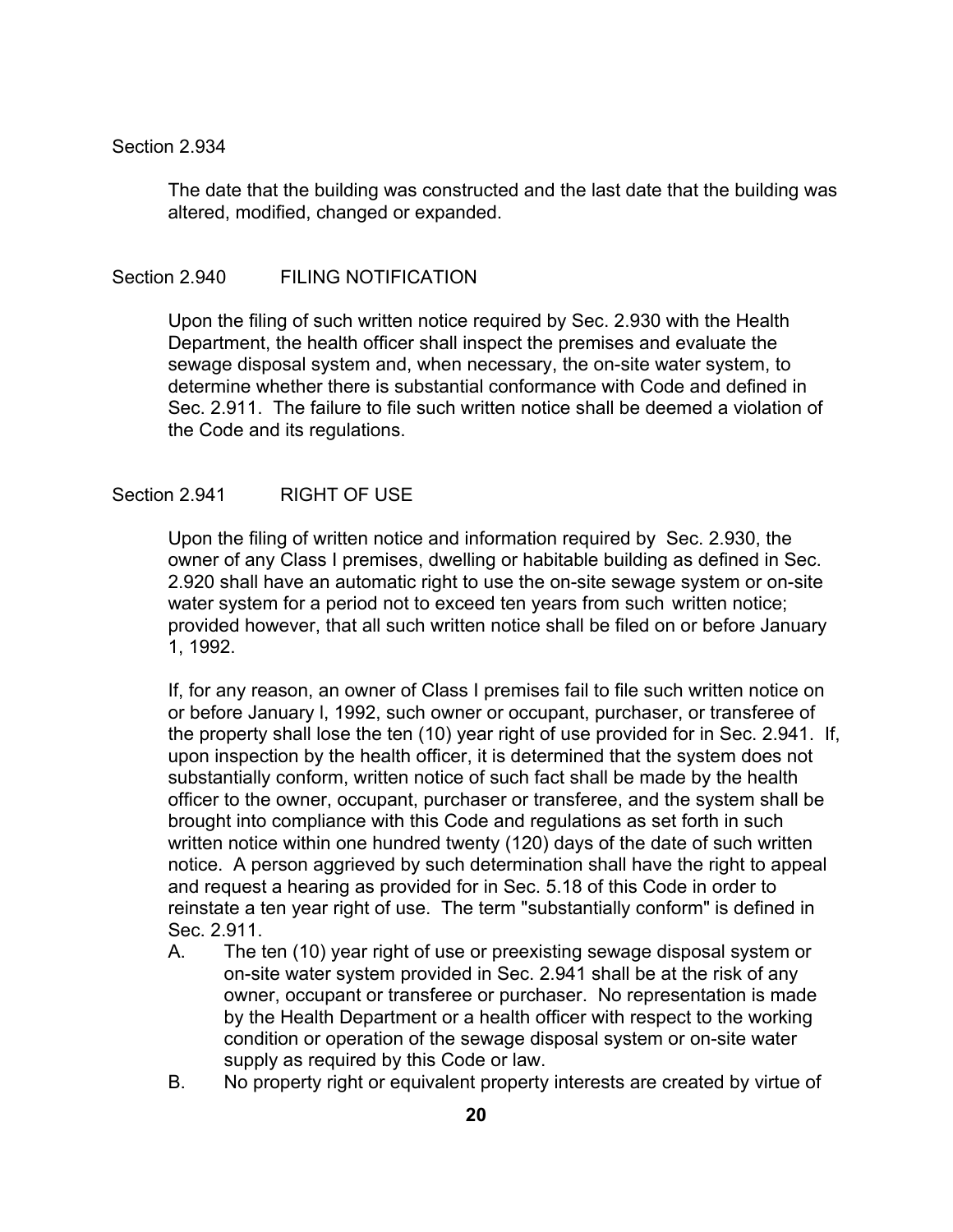Section 2.934

The date that the building was constructed and the last date that the building was altered, modified, changed or expanded.

## Section 2.940 FILING NOTIFICATION

Upon the filing of such written notice required by Sec. 2.930 with the Health Department, the health officer shall inspect the premises and evaluate the sewage disposal system and, when necessary, the on-site water system, to determine whether there is substantial conformance with Code and defined in Sec. 2.911. The failure to file such written notice shall be deemed a violation of the Code and its regulations.

## Section 2.941 RIGHT OF USE

Upon the filing of written notice and information required by Sec. 2.930, the owner of any Class I premises, dwelling or habitable building as defined in Sec. 2.920 shall have an automatic right to use the on-site sewage system or on-site water system for a period not to exceed ten years from such written notice; provided however, that all such written notice shall be filed on or before January 1, 1992.

If, for any reason, an owner of Class I premises fail to file such written notice on or before January l, 1992, such owner or occupant, purchaser, or transferee of the property shall lose the ten (10) year right of use provided for in Sec. 2.941. If, upon inspection by the health officer, it is determined that the system does not substantially conform, written notice of such fact shall be made by the health officer to the owner, occupant, purchaser or transferee, and the system shall be brought into compliance with this Code and regulations as set forth in such written notice within one hundred twenty (120) days of the date of such written notice. A person aggrieved by such determination shall have the right to appeal and request a hearing as provided for in Sec. 5.18 of this Code in order to reinstate a ten year right of use. The term "substantially conform" is defined in Sec. 2.911.

A. The ten (10) year right of use or preexisting sewage disposal system or on-site water system provided in Sec. 2.941 shall be at the risk of any owner, occupant or transferee or purchaser. No representation is made by the Health Department or a health officer with respect to the working condition or operation of the sewage disposal system or on-site water supply as required by this Code or law.

B. No property right or equivalent property interests are created by virtue of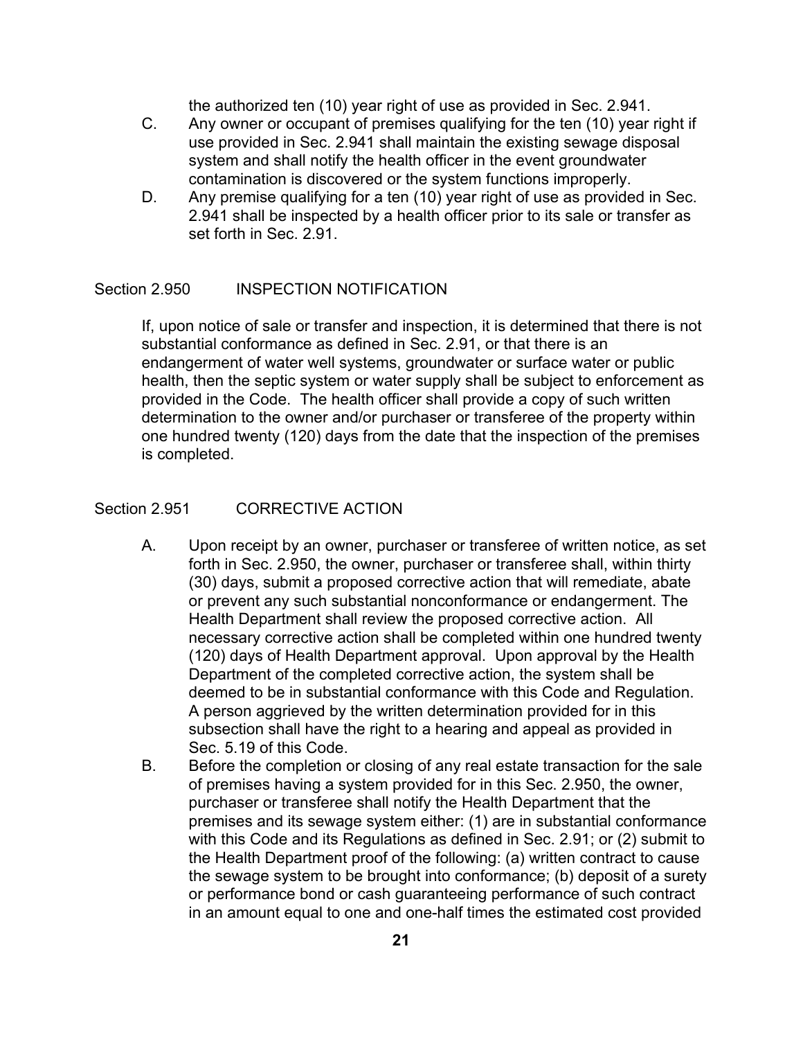the authorized ten (10) year right of use as provided in Sec. 2.941.

C. Any owner or occupant of premises qualifying for the ten (10) year right if use provided in Sec. 2.941 shall maintain the existing sewage disposal system and shall notify the health officer in the event groundwater contamination is discovered or the system functions improperly.

D. Any premise qualifying for a ten (10) year right of use as provided in Sec. 2.941 shall be inspected by a health officer prior to its sale or transfer as set forth in Sec. 2.91.

## Section 2.950 INSPECTION NOTIFICATION

If, upon notice of sale or transfer and inspection, it is determined that there is not substantial conformance as defined in Sec. 2.91, or that there is an endangerment of water well systems, groundwater or surface water or public health, then the septic system or water supply shall be subject to enforcement as provided in the Code. The health officer shall provide a copy of such written determination to the owner and/or purchaser or transferee of the property within one hundred twenty (120) days from the date that the inspection of the premises is completed.

## Section 2.951 CORRECTIVE ACTION

A. Upon receipt by an owner, purchaser or transferee of written notice, as set forth in Sec. 2.950, the owner, purchaser or transferee shall, within thirty (30) days, submit a proposed corrective action that will remediate, abate or prevent any such substantial nonconformance or endangerment. The Health Department shall review the proposed corrective action. All necessary corrective action shall be completed within one hundred twenty (120) days of Health Department approval. Upon approval by the Health Department of the completed corrective action, the system shall be deemed to be in substantial conformance with this Code and Regulation. A person aggrieved by the written determination provided for in this subsection shall have the right to a hearing and appeal as provided in Sec. 5.19 of this Code.

B. Before the completion or closing of any real estate transaction for the sale of premises having a system provided for in this Sec. 2.950, the owner, purchaser or transferee shall notify the Health Department that the premises and its sewage system either: (1) are in substantial conformance with this Code and its Regulations as defined in Sec. 2.91; or (2) submit to the Health Department proof of the following: (a) written contract to cause the sewage system to be brought into conformance; (b) deposit of a surety or performance bond or cash guaranteeing performance of such contract in an amount equal to one and one-half times the estimated cost provided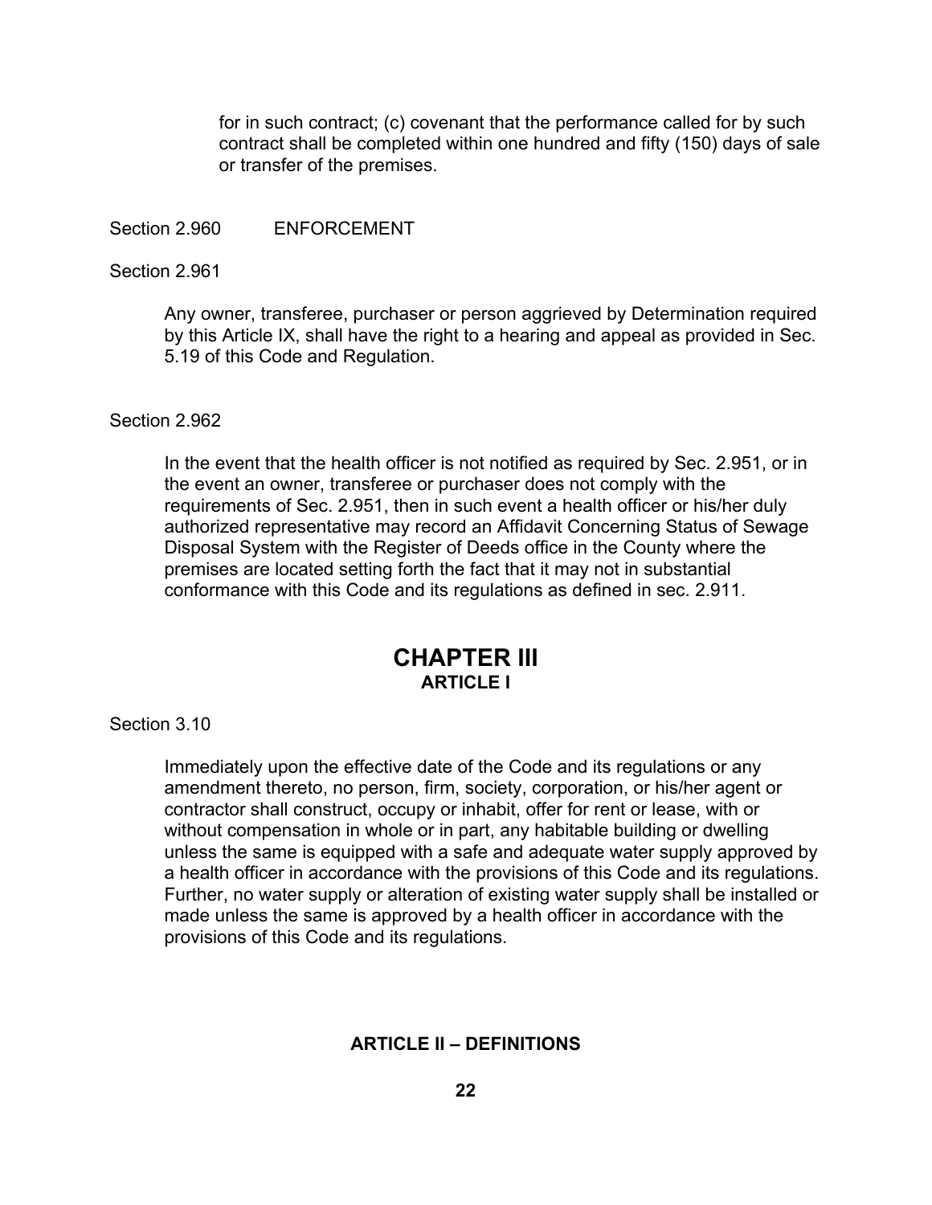for in such contract; (c) covenant that the performance called for by such contract shall be completed within one hundred and fifty (150) days of sale or transfer of the premises.

Section 2.960 ENFORCEMENT

Section 2.961

Any owner, transferee, purchaser or person aggrieved by Determination required by this Article IX, shall have the right to a hearing and appeal as provided in Sec. 5.19 of this Code and Regulation.

Section 2.962

In the event that the health officer is not notified as required by Sec. 2.951, or in the event an owner, transferee or purchaser does not comply with the requirements of Sec. 2.951, then in such event a health officer or his/her duly authorized representative may record an Affidavit Concerning Status of Sewage Disposal System with the Register of Deeds office in the County where the premises are located setting forth the fact that it may not in substantial conformance with this Code and its regulations as defined in sec. 2.911.

# CHAPTER III

## ARTICLE I

Section 3.10

Immediately upon the effective date of the Code and its regulations or any amendment thereto, no person, firm, society, corporation, or his/her agent or contractor shall construct, occupy or inhabit, offer for rent or lease, with or without compensation in whole or in part, any habitable building or dwelling unless the same is equipped with a safe and adequate water supply approved by a health officer in accordance with the provisions of this Code and its regulations. Further, no water supply or alteration of existing water supply shall be installed or made unless the same is approved by a health officer in accordance with the provisions of this Code and its regulations.

## ARTICLE II – DEFINITIONS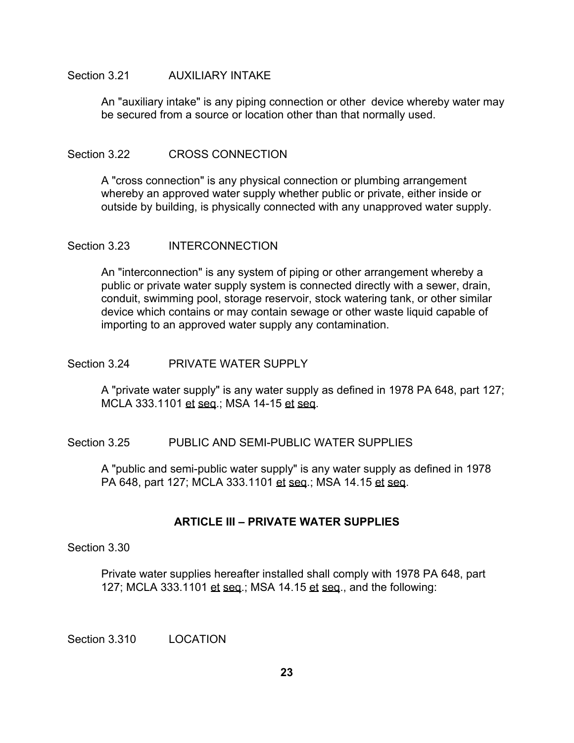Section 3.21 AUXILIARY INTAKE

An "auxiliary intake" is any piping connection or other device whereby water may be secured from a source or location other than that normally used.

Section 3.22 CROSS CONNECTION

A "cross connection" is any physical connection or plumbing arrangement whereby an approved water supply whether public or private, either inside or outside by building, is physically connected with any unapproved water supply.

Section 3.23 INTERCONNECTION

An "interconnection" is any system of piping or other arrangement whereby a public or private water supply system is connected directly with a sewer, drain, conduit, swimming pool, storage reservoir, stock watering tank, or other similar device which contains or may contain sewage or other waste liquid capable of importing to an approved water supply any contamination.

Section 3.24 PRIVATE WATER SUPPLY

A "private water supply" is any water supply as defined in 1978 PA 648, part 127; MCLA 333.1101 et seq.; MSA 14-15 et seq.

Section 3.25 PUBLIC AND SEMI-PUBLIC WATER SUPPLIES

A "public and semi-public water supply" is any water supply as defined in 1978 PA 648, part 127; MCLA 333.1101 et seq.; MSA 14.15 et seq.

## ARTICLE III – PRIVATE WATER SUPPLIES

Section 3.30

Private water supplies hereafter installed shall comply with 1978 PA 648, part 127; MCLA 333.1101 et seq.; MSA 14.15 et seq., and the following:

Section 3.310 LOCATION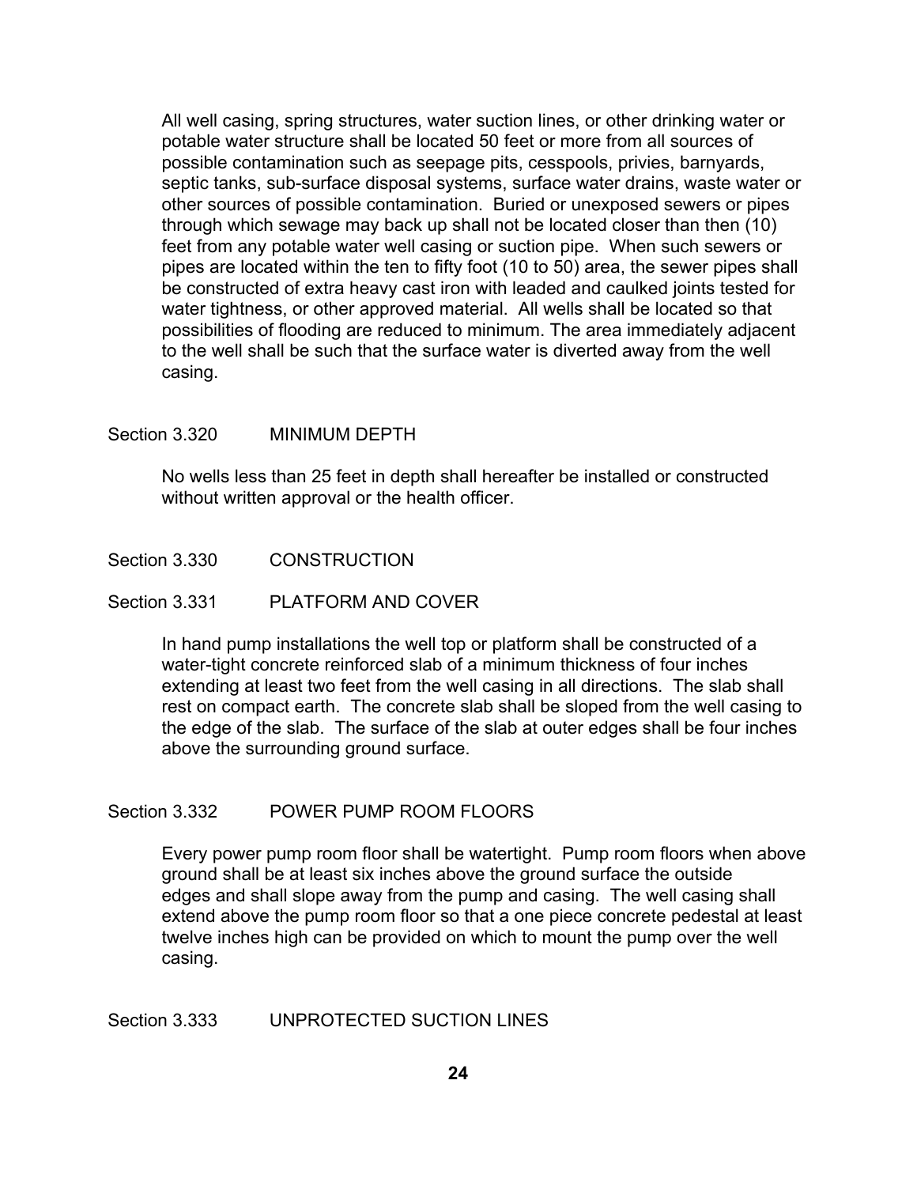All well casing, spring structures, water suction lines, or other drinking water or potable water structure shall be located 50 feet or more from all sources of possible contamination such as seepage pits, cesspools, privies, barnyards, septic tanks, sub-surface disposal systems, surface water drains, waste water or other sources of possible contamination. Buried or unexposed sewers or pipes through which sewage may back up shall not be located closer than then (10) feet from any potable water well casing or suction pipe. When such sewers or pipes are located within the ten to fifty foot (10 to 50) area, the sewer pipes shall be constructed of extra heavy cast iron with leaded and caulked joints tested for water tightness, or other approved material. All wells shall be located so that possibilities of flooding are reduced to minimum. The area immediately adjacent to the well shall be such that the surface water is diverted away from the well casing.

### Section 3.320 MINIMUM DEPTH

No wells less than 25 feet in depth shall hereafter be installed or constructed without written approval or the health officer.

### Section 3.330 CONSTRUCTION

### Section 3.331 PLATFORM AND COVER

In hand pump installations the well top or platform shall be constructed of a water-tight concrete reinforced slab of a minimum thickness of four inches extending at least two feet from the well casing in all directions. The slab shall rest on compact earth. The concrete slab shall be sloped from the well casing to the edge of the slab. The surface of the slab at outer edges shall be four inches above the surrounding ground surface.

### Section 3.332 POWER PUMP ROOM FLOORS

Every power pump room floor shall be watertight. Pump room floors when above ground shall be at least six inches above the ground surface the outside edges and shall slope away from the pump and casing. The well casing shall extend above the pump room floor so that a one piece concrete pedestal at least twelve inches high can be provided on which to mount the pump over the well casing.

### Section 3.333 UNPROTECTED SUCTION LINES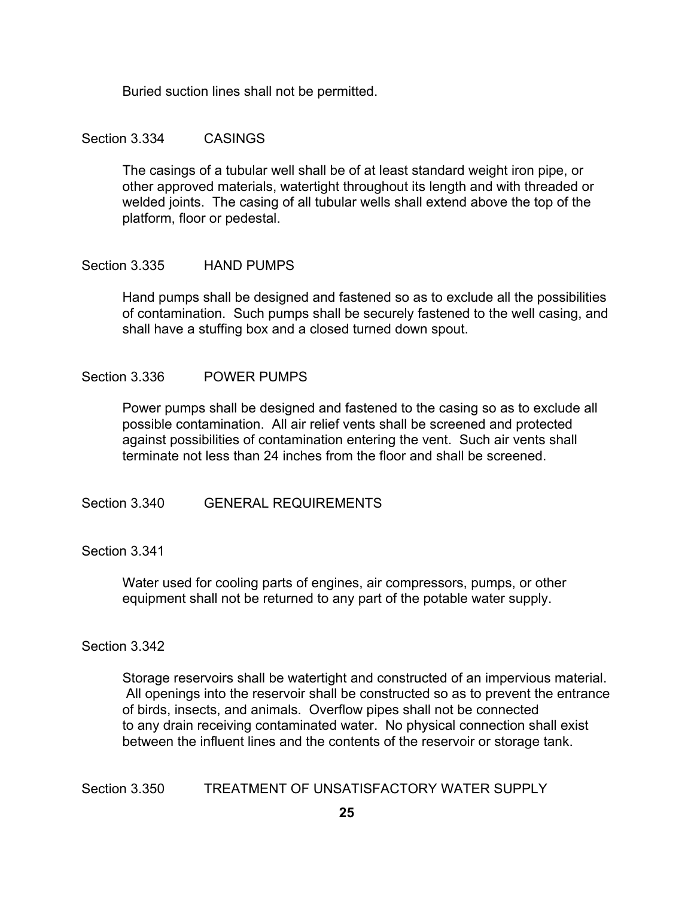Buried suction lines shall not be permitted.

## Section 3.334 CASINGS

The casings of a tubular well shall be of at least standard weight iron pipe, or other approved materials, watertight throughout its length and with threaded or welded joints. The casing of all tubular wells shall extend above the top of the platform, floor or pedestal.

## Section 3.335 HAND PUMPS

Hand pumps shall be designed and fastened so as to exclude all the possibilities of contamination. Such pumps shall be securely fastened to the well casing, and shall have a stuffing box and a closed turned down spout.

## Section 3.336 POWER PUMPS

Power pumps shall be designed and fastened to the casing so as to exclude all possible contamination. All air relief vents shall be screened and protected against possibilities of contamination entering the vent. Such air vents shall terminate not less than 24 inches from the floor and shall be screened.

## Section 3.340 GENERAL REQUIREMENTS

## Section 3.341

Water used for cooling parts of engines, air compressors, pumps, or other equipment shall not be returned to any part of the potable water supply.

## Section 3.342

Storage reservoirs shall be watertight and constructed of an impervious material. All openings into the reservoir shall be constructed so as to prevent the entrance of birds, insects, and animals. Overflow pipes shall not be connected to any drain receiving contaminated water. No physical connection shall exist between the influent lines and the contents of the reservoir or storage tank.

## Section 3.350 TREATMENT OF UNSATISFACTORY WATER SUPPLY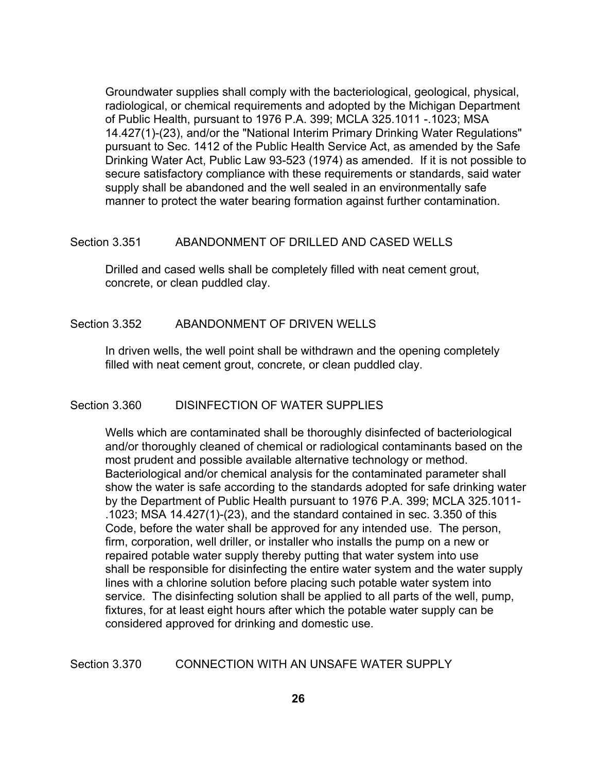Groundwater supplies shall comply with the bacteriological, geological, physical, radiological, or chemical requirements and adopted by the Michigan Department of Public Health, pursuant to 1976 P.A. 399; MCLA 325.1011 -.1023; MSA 14.427(1)-(23), and/or the "National Interim Primary Drinking Water Regulations" pursuant to Sec. 1412 of the Public Health Service Act, as amended by the Safe Drinking Water Act, Public Law 93-523 (1974) as amended. If it is not possible to secure satisfactory compliance with these requirements or standards, said water supply shall be abandoned and the well sealed in an environmentally safe manner to protect the water bearing formation against further contamination.

## Section 3.351 ABANDONMENT OF DRILLED AND CASED WELLS

Drilled and cased wells shall be completely filled with neat cement grout, concrete, or clean puddled clay.

## Section 3.352 ABANDONMENT OF DRIVEN WELLS

In driven wells, the well point shall be withdrawn and the opening completely filled with neat cement grout, concrete, or clean puddled clay.

## Section 3.360 DISINFECTION OF WATER SUPPLIES

Wells which are contaminated shall be thoroughly disinfected of bacteriological and/or thoroughly cleaned of chemical or radiological contaminants based on the most prudent and possible available alternative technology or method. Bacteriological and/or chemical analysis for the contaminated parameter shall show the water is safe according to the standards adopted for safe drinking water by the Department of Public Health pursuant to 1976 P.A. 399; MCLA 325.1011-.1023; MSA 14.427(1)-(23), and the standard contained in sec. 3.350 of this Code, before the water shall be approved for any intended use. The person, firm, corporation, well driller, or installer who installs the pump on a new or repaired potable water supply thereby putting that water system into use shall be responsible for disinfecting the entire water system and the water supply lines with a chlorine solution before placing such potable water system into service. The disinfecting solution shall be applied to all parts of the well, pump, fixtures, for at least eight hours after which the potable water supply can be considered approved for drinking and domestic use.

## Section 3.370 CONNECTION WITH AN UNSAFE WATER SUPPLY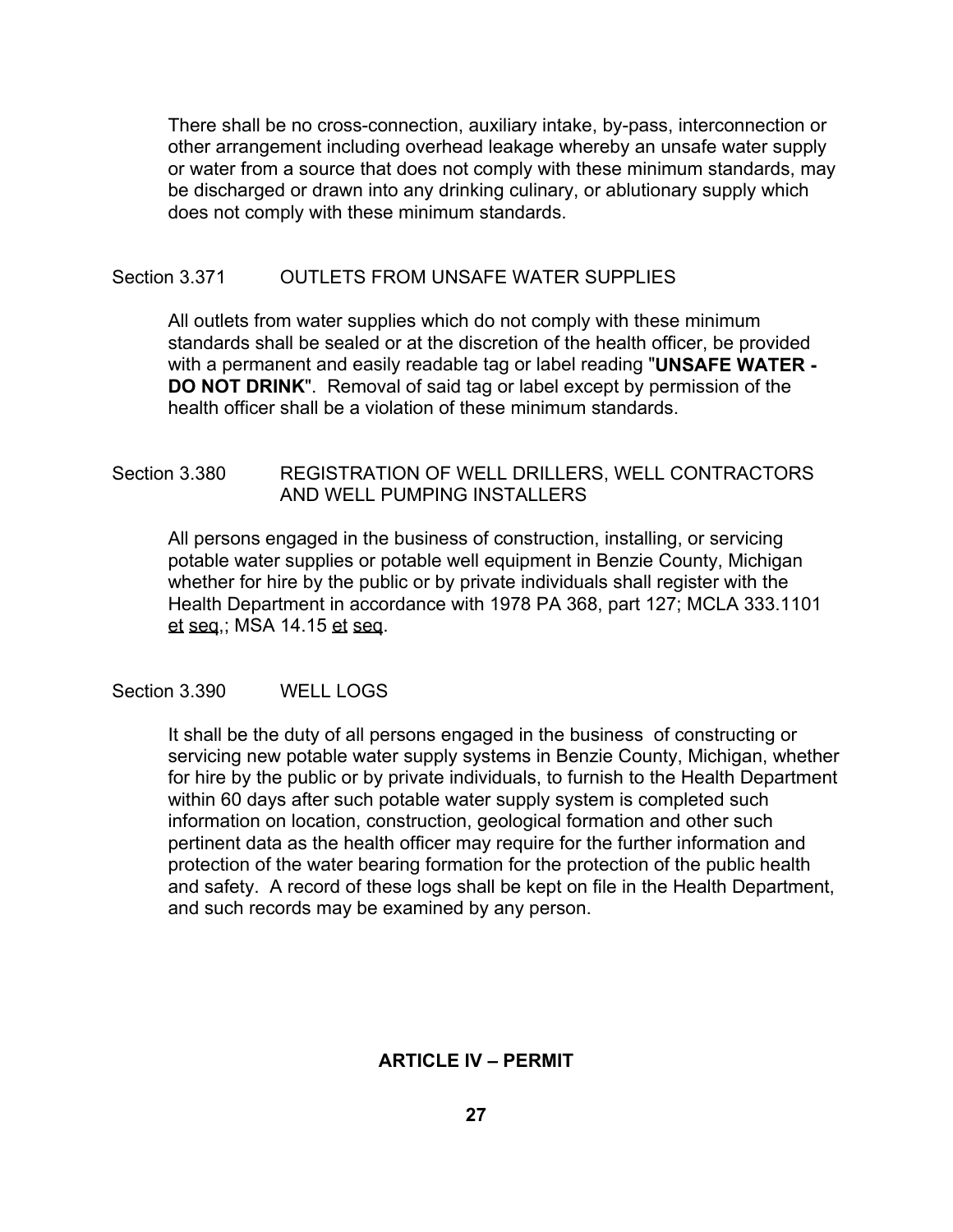There shall be no cross-connection, auxiliary intake, by-pass, interconnection or other arrangement including overhead leakage whereby an unsafe water supply or water from a source that does not comply with these minimum standards, may be discharged or drawn into any drinking culinary, or ablutionary supply which does not comply with these minimum standards.

### Section 3.371 OUTLETS FROM UNSAFE WATER SUPPLIES

All outlets from water supplies which do not comply with these minimum standards shall be sealed or at the discretion of the health officer, be provided with a permanent and easily readable tag or label reading "**UNSAFE WATER - DO NOT DRINK**". Removal of said tag or label except by permission of the health officer shall be a violation of these minimum standards.

### Section 3.380 REGISTRATION OF WELL DRILLERS, WELL CONTRACTORS AND WELL PUMPING INSTALLERS

All persons engaged in the business of construction, installing, or servicing potable water supplies or potable well equipment in Benzie County, Michigan whether for hire by the public or by private individuals shall register with the Health Department in accordance with 1978 PA 368, part 127; MCLA 333.1101 et seq,; MSA 14.15 et seq.

### Section 3.390 WELL LOGS

It shall be the duty of all persons engaged in the business of constructing or servicing new potable water supply systems in Benzie County, Michigan, whether for hire by the public or by private individuals, to furnish to the Health Department within 60 days after such potable water supply system is completed such information on location, construction, geological formation and other such pertinent data as the health officer may require for the further information and protection of the water bearing formation for the protection of the public health and safety. A record of these logs shall be kept on file in the Health Department, and such records may be examined by any person.

## ARTICLE IV – PERMIT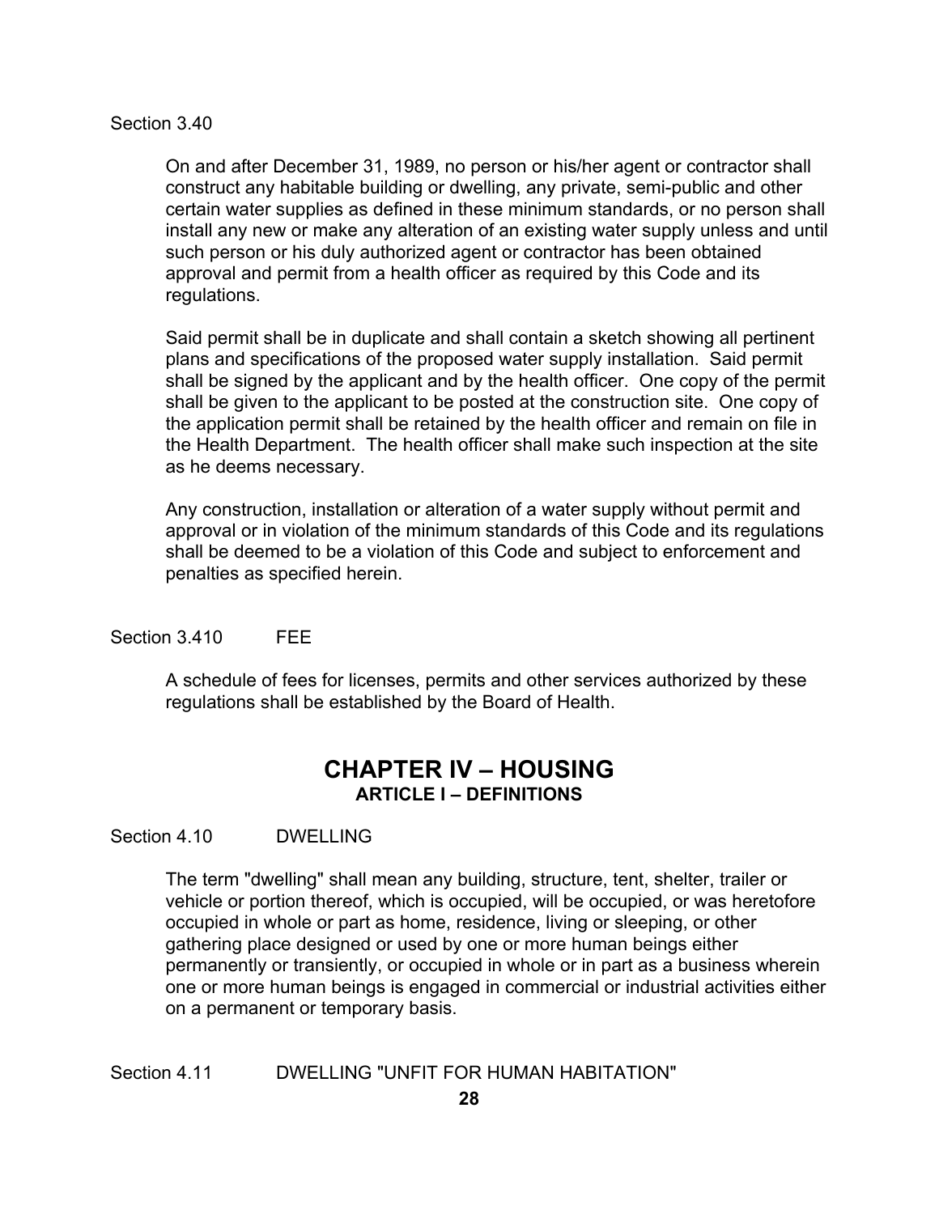Section 3.40

On and after December 31, 1989, no person or his/her agent or contractor shall construct any habitable building or dwelling, any private, semi-public and other certain water supplies as defined in these minimum standards, or no person shall install any new or make any alteration of an existing water supply unless and until such person or his duly authorized agent or contractor has been obtained approval and permit from a health officer as required by this Code and its regulations.

Said permit shall be in duplicate and shall contain a sketch showing all pertinent plans and specifications of the proposed water supply installation. Said permit shall be signed by the applicant and by the health officer. One copy of the permit shall be given to the applicant to be posted at the construction site. One copy of the application permit shall be retained by the health officer and remain on file in the Health Department. The health officer shall make such inspection at the site as he deems necessary.

Any construction, installation or alteration of a water supply without permit and approval or in violation of the minimum standards of this Code and its regulations shall be deemed to be a violation of this Code and subject to enforcement and penalties as specified herein.

Section 3.410 FEE

A schedule of fees for licenses, permits and other services authorized by these regulations shall be established by the Board of Health.

# CHAPTER IV – HOUSING

## ARTICLE I – DEFINITIONS

Section 4.10 DWELLING

The term "dwelling" shall mean any building, structure, tent, shelter, trailer or vehicle or portion thereof, which is occupied, will be occupied, or was heretofore occupied in whole or part as home, residence, living or sleeping, or other gathering place designed or used by one or more human beings either permanently or transiently, or occupied in whole or in part as a business wherein one or more human beings is engaged in commercial or industrial activities either on a permanent or temporary basis.

Section 4.11 DWELLING "UNFIT FOR HUMAN HABITATION"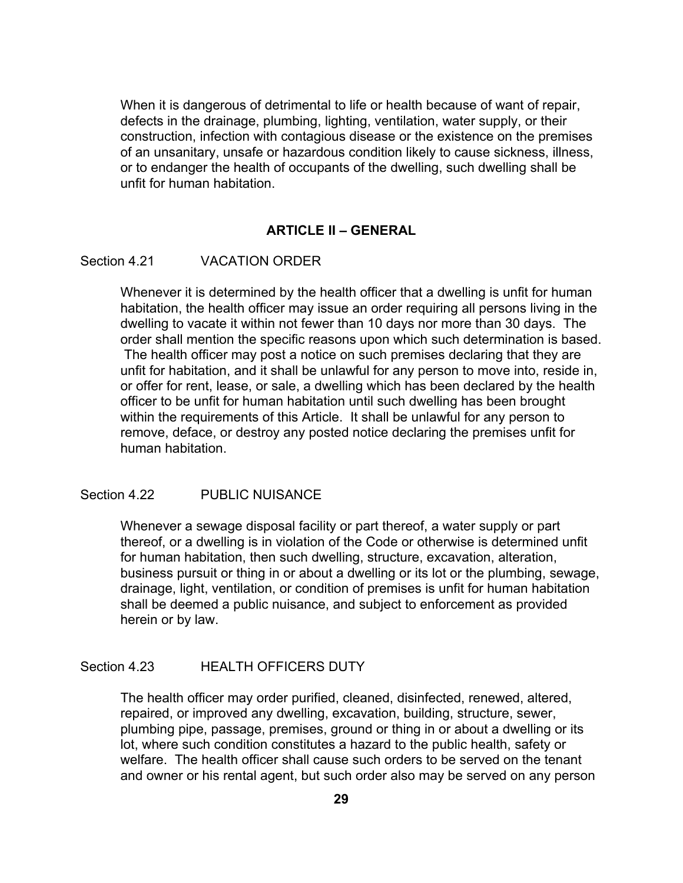When it is dangerous of detrimental to life or health because of want of repair, defects in the drainage, plumbing, lighting, ventilation, water supply, or their construction, infection with contagious disease or the existence on the premises of an unsanitary, unsafe or hazardous condition likely to cause sickness, illness, or to endanger the health of occupants of the dwelling, such dwelling shall be unfit for human habitation.

## ARTICLE II – GENERAL

### Section 4.21 VACATION ORDER

Whenever it is determined by the health officer that a dwelling is unfit for human habitation, the health officer may issue an order requiring all persons living in the dwelling to vacate it within not fewer than 10 days nor more than 30 days. The order shall mention the specific reasons upon which such determination is based. The health officer may post a notice on such premises declaring that they are unfit for habitation, and it shall be unlawful for any person to move into, reside in, or offer for rent, lease, or sale, a dwelling which has been declared by the health officer to be unfit for human habitation until such dwelling has been brought within the requirements of this Article. It shall be unlawful for any person to remove, deface, or destroy any posted notice declaring the premises unfit for human habitation.

### Section 4.22 PUBLIC NUISANCE

Whenever a sewage disposal facility or part thereof, a water supply or part thereof, or a dwelling is in violation of the Code or otherwise is determined unfit for human habitation, then such dwelling, structure, excavation, alteration, business pursuit or thing in or about a dwelling or its lot or the plumbing, sewage, drainage, light, ventilation, or condition of premises is unfit for human habitation shall be deemed a public nuisance, and subject to enforcement as provided herein or by law.

### Section 4.23 HEALTH OFFICERS DUTY

The health officer may order purified, cleaned, disinfected, renewed, altered, repaired, or improved any dwelling, excavation, building, structure, sewer, plumbing pipe, passage, premises, ground or thing in or about a dwelling or its lot, where such condition constitutes a hazard to the public health, safety or welfare. The health officer shall cause such orders to be served on the tenant and owner or his rental agent, but such order also may be served on any person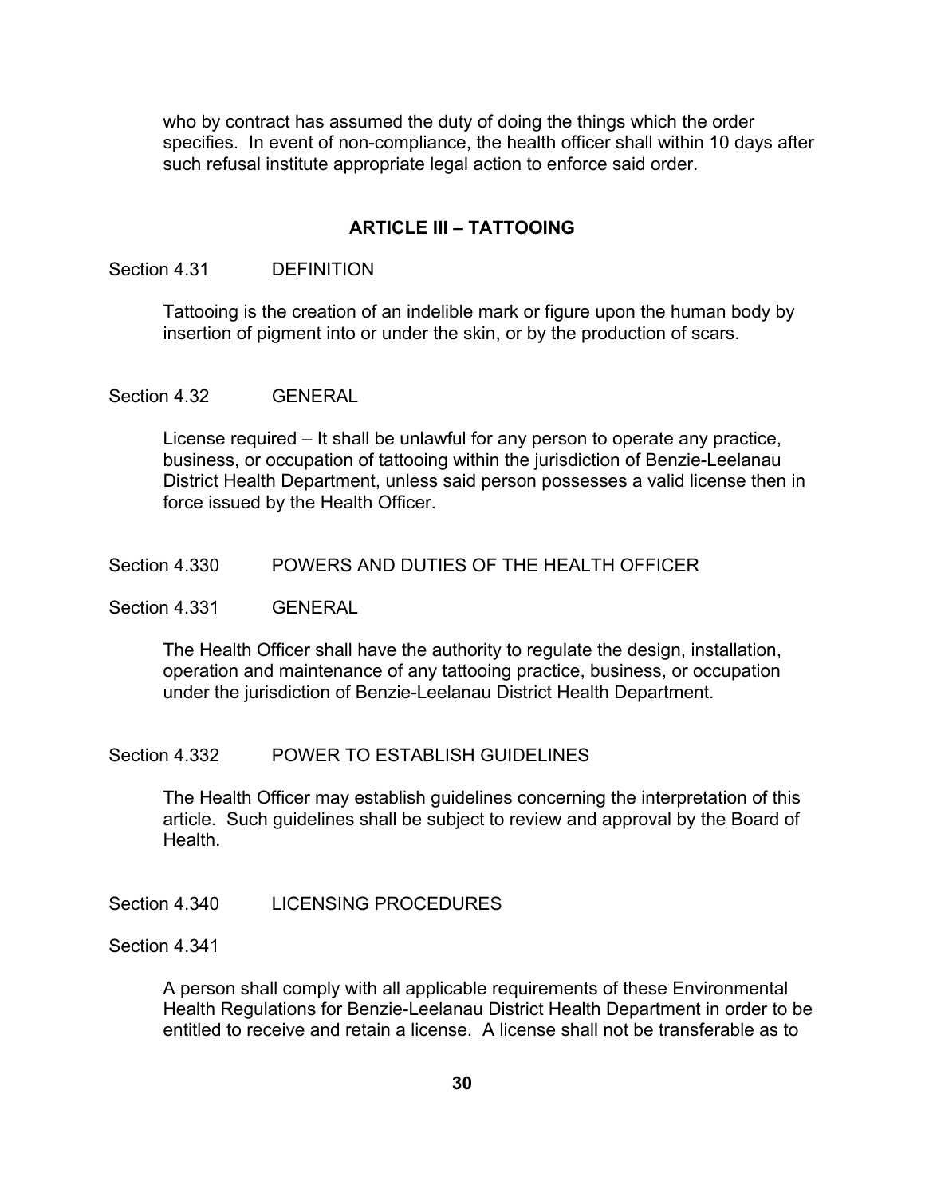who by contract has assumed the duty of doing the things which the order specifies. In event of non-compliance, the health officer shall within 10 days after such refusal institute appropriate legal action to enforce said order.

## ARTICLE III – TATTOOING

Section 4.31 DEFINITION

Tattooing is the creation of an indelible mark or figure upon the human body by insertion of pigment into or under the skin, or by the production of scars.

Section 4.32 GENERAL

License required – It shall be unlawful for any person to operate any practice, business, or occupation of tattooing within the jurisdiction of Benzie-Leelanau District Health Department, unless said person possesses a valid license then in force issued by the Health Officer.

Section 4.330 POWERS AND DUTIES OF THE HEALTH OFFICER

Section 4.331 GENERAL

The Health Officer shall have the authority to regulate the design, installation, operation and maintenance of any tattooing practice, business, or occupation under the jurisdiction of Benzie-Leelanau District Health Department.

Section 4.332 POWER TO ESTABLISH GUIDELINES

The Health Officer may establish guidelines concerning the interpretation of this article. Such guidelines shall be subject to review and approval by the Board of Health.

Section 4.340 LICENSING PROCEDURES

Section 4.341

A person shall comply with all applicable requirements of these Environmental Health Regulations for Benzie-Leelanau District Health Department in order to be entitled to receive and retain a license. A license shall not be transferable as to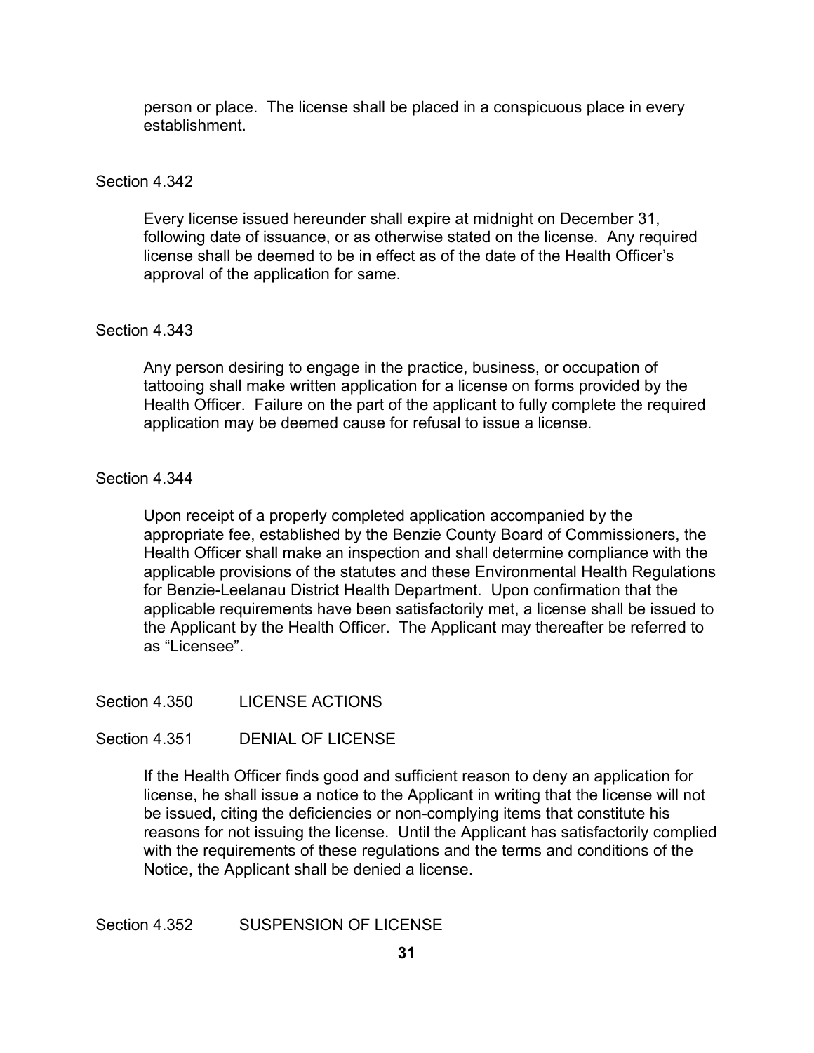person or place. The license shall be placed in a conspicuous place in every establishment.

Section 4.342

Every license issued hereunder shall expire at midnight on December 31, following date of issuance, or as otherwise stated on the license. Any required license shall be deemed to be in effect as of the date of the Health Officer's approval of the application for same.

Section 4.343

Any person desiring to engage in the practice, business, or occupation of tattooing shall make written application for a license on forms provided by the Health Officer. Failure on the part of the applicant to fully complete the required application may be deemed cause for refusal to issue a license.

Section 4.344

Upon receipt of a properly completed application accompanied by the appropriate fee, established by the Benzie County Board of Commissioners, the Health Officer shall make an inspection and shall determine compliance with the applicable provisions of the statutes and these Environmental Health Regulations for Benzie-Leelanau District Health Department. Upon confirmation that the applicable requirements have been satisfactorily met, a license shall be issued to the Applicant by the Health Officer. The Applicant may thereafter be referred to as "Licensee".

Section 4.350 LICENSE ACTIONS

Section 4.351 DENIAL OF LICENSE

If the Health Officer finds good and sufficient reason to deny an application for license, he shall issue a notice to the Applicant in writing that the license will not be issued, citing the deficiencies or non-complying items that constitute his reasons for not issuing the license. Until the Applicant has satisfactorily complied with the requirements of these regulations and the terms and conditions of the Notice, the Applicant shall be denied a license.

Section 4.352 SUSPENSION OF LICENSE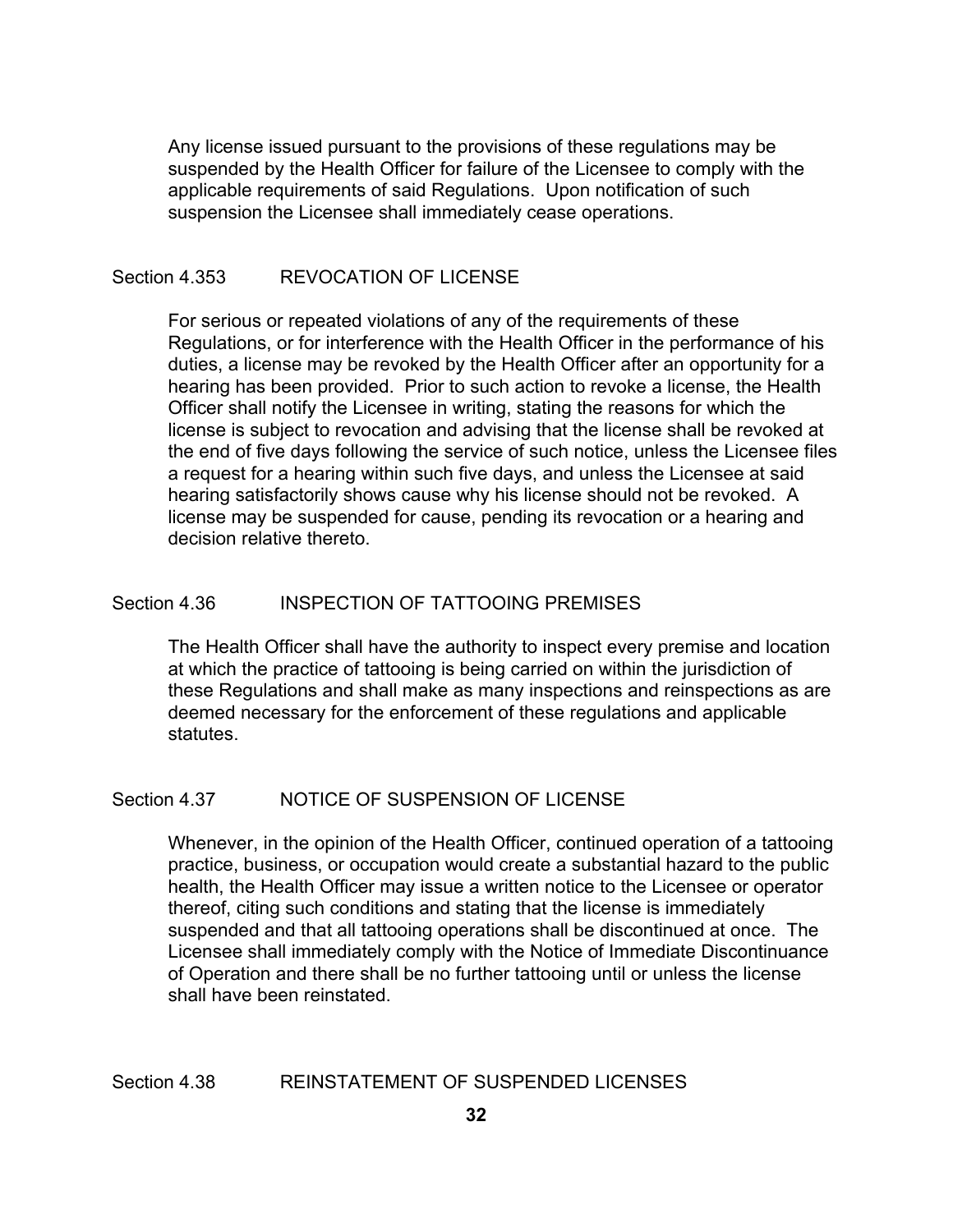Any license issued pursuant to the provisions of these regulations may be suspended by the Health Officer for failure of the Licensee to comply with the applicable requirements of said Regulations. Upon notification of such suspension the Licensee shall immediately cease operations.

## Section 4.353 REVOCATION OF LICENSE

For serious or repeated violations of any of the requirements of these Regulations, or for interference with the Health Officer in the performance of his duties, a license may be revoked by the Health Officer after an opportunity for a hearing has been provided. Prior to such action to revoke a license, the Health Officer shall notify the Licensee in writing, stating the reasons for which the license is subject to revocation and advising that the license shall be revoked at the end of five days following the service of such notice, unless the Licensee files a request for a hearing within such five days, and unless the Licensee at said hearing satisfactorily shows cause why his license should not be revoked. A license may be suspended for cause, pending its revocation or a hearing and decision relative thereto.

## Section 4.36 INSPECTION OF TATTOOING PREMISES

The Health Officer shall have the authority to inspect every premise and location at which the practice of tattooing is being carried on within the jurisdiction of these Regulations and shall make as many inspections and reinspections as are deemed necessary for the enforcement of these regulations and applicable statutes.

## Section 4.37 NOTICE OF SUSPENSION OF LICENSE

Whenever, in the opinion of the Health Officer, continued operation of a tattooing practice, business, or occupation would create a substantial hazard to the public health, the Health Officer may issue a written notice to the Licensee or operator thereof, citing such conditions and stating that the license is immediately suspended and that all tattooing operations shall be discontinued at once. The Licensee shall immediately comply with the Notice of Immediate Discontinuance of Operation and there shall be no further tattooing until or unless the license shall have been reinstated.

## Section 4.38 REINSTATEMENT OF SUSPENDED LICENSES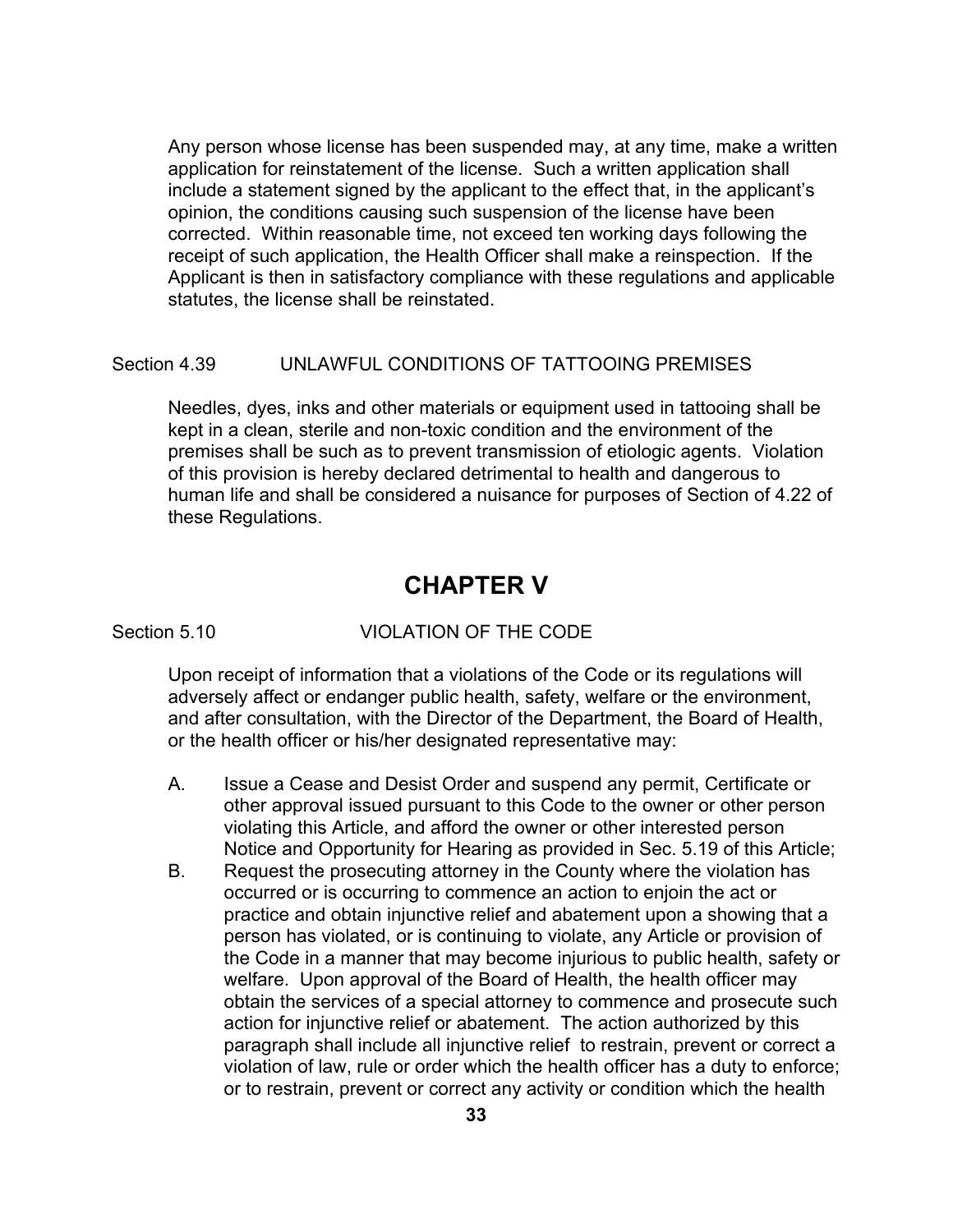Any person whose license has been suspended may, at any time, make a written application for reinstatement of the license. Such a written application shall include a statement signed by the applicant to the effect that, in the applicant's opinion, the conditions causing such suspension of the license have been corrected. Within reasonable time, not exceed ten working days following the receipt of such application, the Health Officer shall make a reinspection. If the Applicant is then in satisfactory compliance with these regulations and applicable statutes, the license shall be reinstated.

Section 4.39 UNLAWFUL CONDITIONS OF TATTOOING PREMISES

Needles, dyes, inks and other materials or equipment used in tattooing shall be kept in a clean, sterile and non-toxic condition and the environment of the premises shall be such as to prevent transmission of etiologic agents. Violation of this provision is hereby declared detrimental to health and dangerous to human life and shall be considered a nuisance for purposes of Section of 4.22 of these Regulations.

# CHAPTER V

Section 5.10 VIOLATION OF THE CODE

Upon receipt of information that a violations of the Code or its regulations will adversely affect or endanger public health, safety, welfare or the environment, and after consultation, with the Director of the Department, the Board of Health, or the health officer or his/her designated representative may:

A. Issue a Cease and Desist Order and suspend any permit, Certificate or other approval issued pursuant to this Code to the owner or other person violating this Article, and afford the owner or other interested person Notice and Opportunity for Hearing as provided in Sec. 5.19 of this Article;

B. Request the prosecuting attorney in the County where the violation has occurred or is occurring to commence an action to enjoin the act or practice and obtain injunctive relief and abatement upon a showing that a person has violated, or is continuing to violate, any Article or provision of the Code in a manner that may become injurious to public health, safety or welfare. Upon approval of the Board of Health, the health officer may obtain the services of a special attorney to commence and prosecute such action for injunctive relief or abatement. The action authorized by this paragraph shall include all injunctive relief to restrain, prevent or correct a violation of law, rule or order which the health officer has a duty to enforce; or to restrain, prevent or correct any activity or condition which the health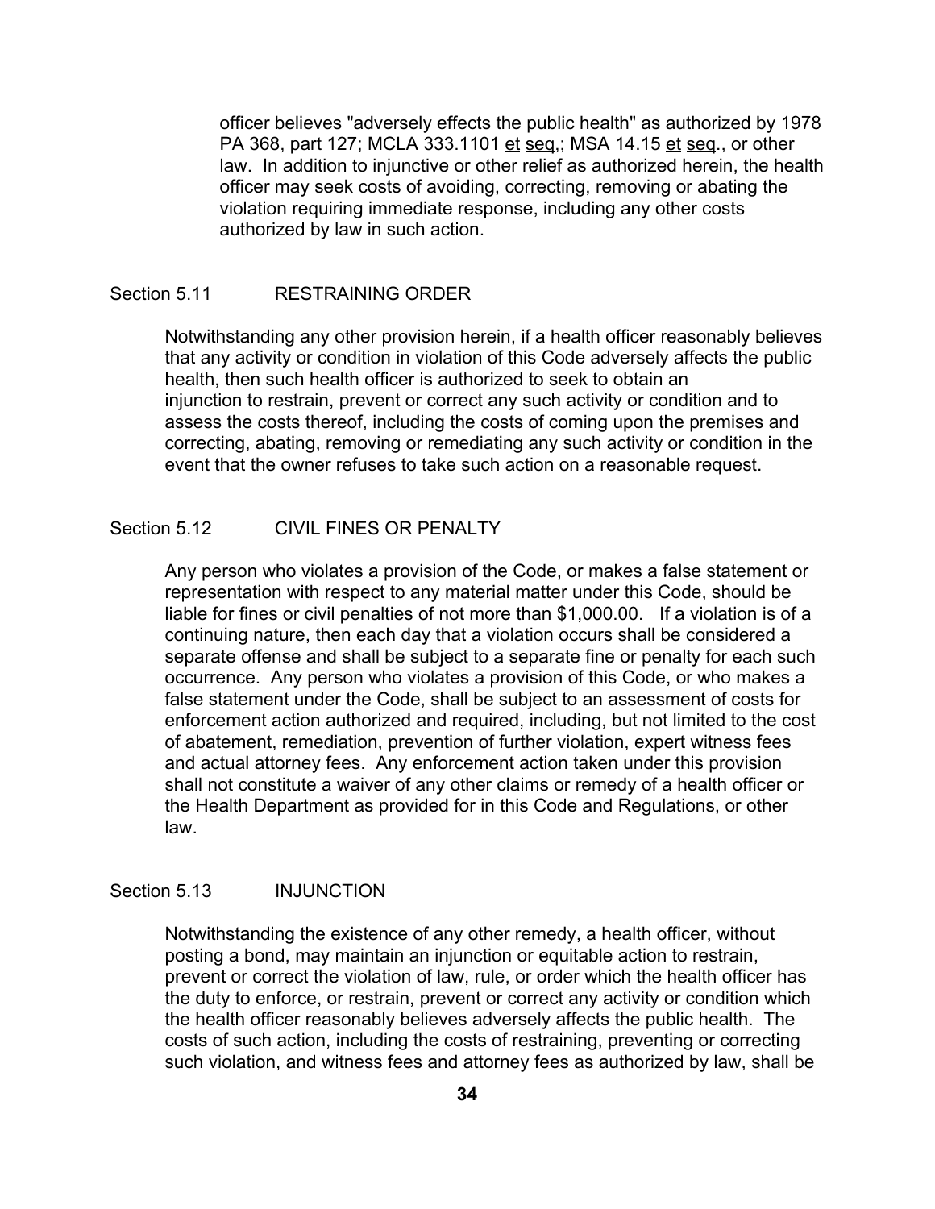officer believes "adversely effects the public health" as authorized by 1978 PA 368, part 127; MCLA 333.1101 et seq,; MSA 14.15 et seq., or other law. In addition to injunctive or other relief as authorized herein, the health officer may seek costs of avoiding, correcting, removing or abating the violation requiring immediate response, including any other costs authorized by law in such action.

### Section 5.11 RESTRAINING ORDER

Notwithstanding any other provision herein, if a health officer reasonably believes that any activity or condition in violation of this Code adversely affects the public health, then such health officer is authorized to seek to obtain an injunction to restrain, prevent or correct any such activity or condition and to assess the costs thereof, including the costs of coming upon the premises and correcting, abating, removing or remediating any such activity or condition in the event that the owner refuses to take such action on a reasonable request.

### Section 5.12 CIVIL FINES OR PENALTY

Any person who violates a provision of the Code, or makes a false statement or representation with respect to any material matter under this Code, should be liable for fines or civil penalties of not more than $1,000.00. If a violation is of a continuing nature, then each day that a violation occurs shall be considered a separate offense and shall be subject to a separate fine or penalty for each such occurrence. Any person who violates a provision of this Code, or who makes a false statement under the Code, shall be subject to an assessment of costs for enforcement action authorized and required, including, but not limited to the cost of abatement, remediation, prevention of further violation, expert witness fees and actual attorney fees. Any enforcement action taken under this provision shall not constitute a waiver of any other claims or remedy of a health officer or the Health Department as provided for in this Code and Regulations, or other law.

### Section 5.13 INJUNCTION

Notwithstanding the existence of any other remedy, a health officer, without posting a bond, may maintain an injunction or equitable action to restrain, prevent or correct the violation of law, rule, or order which the health officer has the duty to enforce, or restrain, prevent or correct any activity or condition which the health officer reasonably believes adversely affects the public health. The costs of such action, including the costs of restraining, preventing or correcting such violation, and witness fees and attorney fees as authorized by law, shall be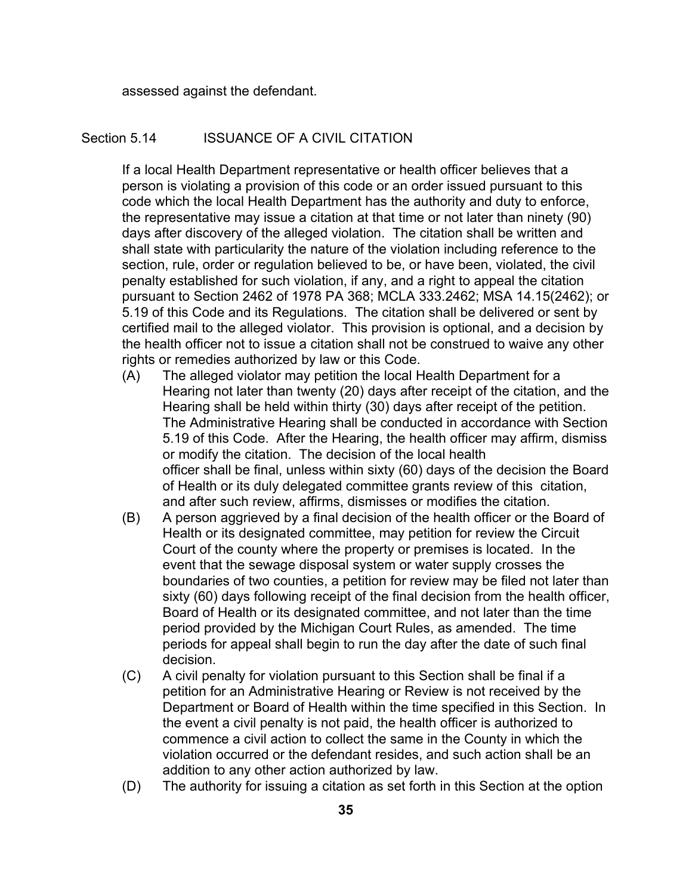assessed against the defendant.

## Section 5.14 ISSUANCE OF A CIVIL CITATION

If a local Health Department representative or health officer believes that a person is violating a provision of this code or an order issued pursuant to this code which the local Health Department has the authority and duty to enforce, the representative may issue a citation at that time or not later than ninety (90) days after discovery of the alleged violation. The citation shall be written and shall state with particularity the nature of the violation including reference to the section, rule, order or regulation believed to be, or have been, violated, the civil penalty established for such violation, if any, and a right to appeal the citation pursuant to Section 2462 of 1978 PA 368; MCLA 333.2462; MSA 14.15(2462); or 5.19 of this Code and its Regulations. The citation shall be delivered or sent by certified mail to the alleged violator. This provision is optional, and a decision by the health officer not to issue a citation shall not be construed to waive any other rights or remedies authorized by law or this Code.

(A) The alleged violator may petition the local Health Department for a Hearing not later than twenty (20) days after receipt of the citation, and the Hearing shall be held within thirty (30) days after receipt of the petition. The Administrative Hearing shall be conducted in accordance with Section 5.19 of this Code. After the Hearing, the health officer may affirm, dismiss or modify the citation. The decision of the local health officer shall be final, unless within sixty (60) days of the decision the Board of Health or its duly delegated committee grants review of this citation, and after such review, affirms, dismisses or modifies the citation.

(B) A person aggrieved by a final decision of the health officer or the Board of Health or its designated committee, may petition for review the Circuit Court of the county where the property or premises is located. In the event that the sewage disposal system or water supply crosses the boundaries of two counties, a petition for review may be filed not later than sixty (60) days following receipt of the final decision from the health officer, Board of Health or its designated committee, and not later than the time period provided by the Michigan Court Rules, as amended. The time periods for appeal shall begin to run the day after the date of such final decision.

(C) A civil penalty for violation pursuant to this Section shall be final if a petition for an Administrative Hearing or Review is not received by the Department or Board of Health within the time specified in this Section. In the event a civil penalty is not paid, the health officer is authorized to commence a civil action to collect the same in the County in which the violation occurred or the defendant resides, and such action shall be an addition to any other action authorized by law.

(D) The authority for issuing a citation as set forth in this Section at the option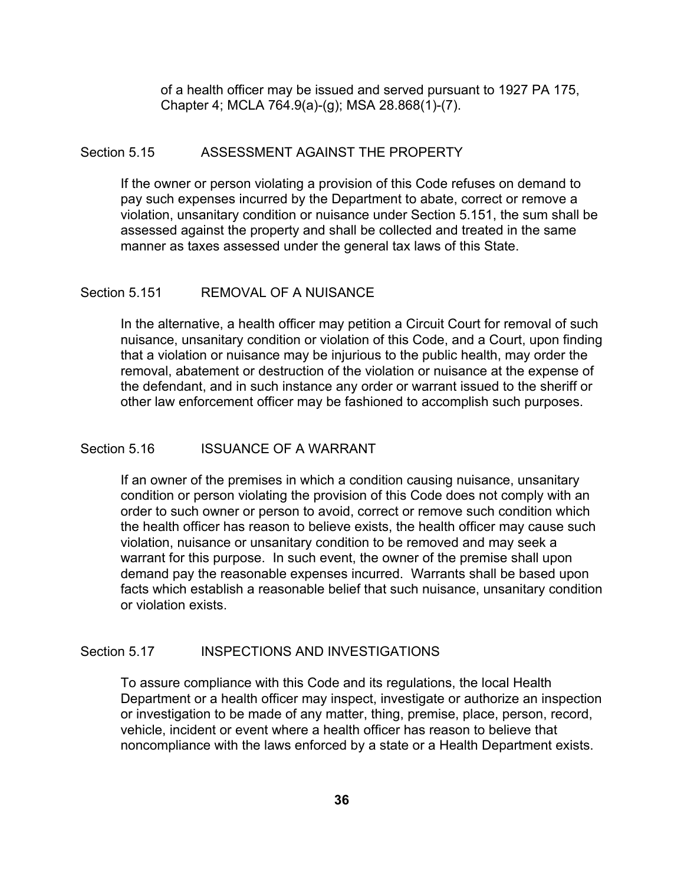of a health officer may be issued and served pursuant to 1927 PA 175, Chapter 4; MCLA 764.9(a)-(g); MSA 28.868(1)-(7).

## Section 5.15 ASSESSMENT AGAINST THE PROPERTY

If the owner or person violating a provision of this Code refuses on demand to pay such expenses incurred by the Department to abate, correct or remove a violation, unsanitary condition or nuisance under Section 5.151, the sum shall be assessed against the property and shall be collected and treated in the same manner as taxes assessed under the general tax laws of this State.

## Section 5.151 REMOVAL OF A NUISANCE

In the alternative, a health officer may petition a Circuit Court for removal of such nuisance, unsanitary condition or violation of this Code, and a Court, upon finding that a violation or nuisance may be injurious to the public health, may order the removal, abatement or destruction of the violation or nuisance at the expense of the defendant, and in such instance any order or warrant issued to the sheriff or other law enforcement officer may be fashioned to accomplish such purposes.

## Section 5.16 ISSUANCE OF A WARRANT

If an owner of the premises in which a condition causing nuisance, unsanitary condition or person violating the provision of this Code does not comply with an order to such owner or person to avoid, correct or remove such condition which the health officer has reason to believe exists, the health officer may cause such violation, nuisance or unsanitary condition to be removed and may seek a warrant for this purpose. In such event, the owner of the premise shall upon demand pay the reasonable expenses incurred. Warrants shall be based upon facts which establish a reasonable belief that such nuisance, unsanitary condition or violation exists.

## Section 5.17 INSPECTIONS AND INVESTIGATIONS

To assure compliance with this Code and its regulations, the local Health Department or a health officer may inspect, investigate or authorize an inspection or investigation to be made of any matter, thing, premise, place, person, record, vehicle, incident or event where a health officer has reason to believe that noncompliance with the laws enforced by a state or a Health Department exists.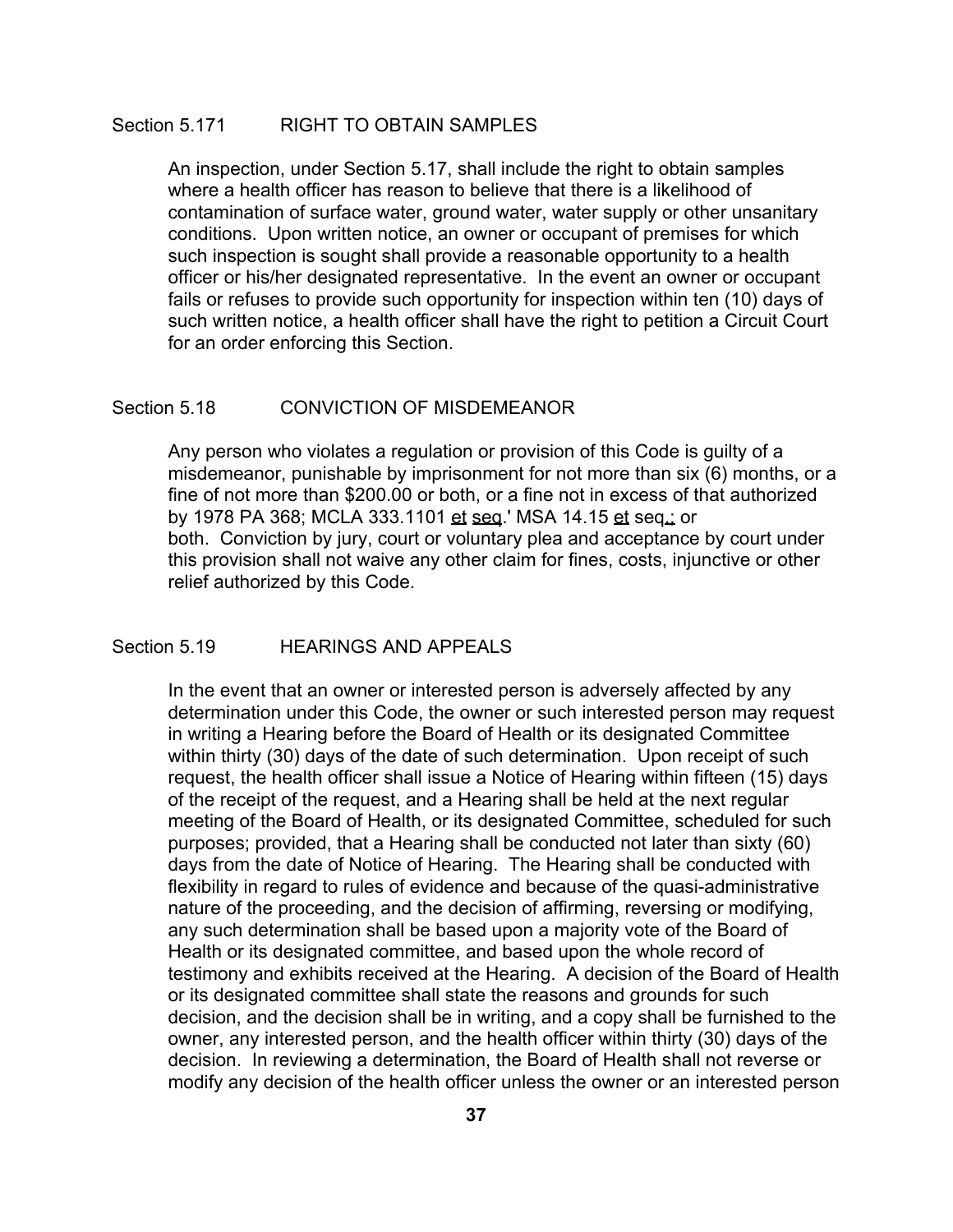## Section 5.171 RIGHT TO OBTAIN SAMPLES

An inspection, under Section 5.17, shall include the right to obtain samples where a health officer has reason to believe that there is a likelihood of contamination of surface water, ground water, water supply or other unsanitary conditions. Upon written notice, an owner or occupant of premises for which such inspection is sought shall provide a reasonable opportunity to a health officer or his/her designated representative. In the event an owner or occupant fails or refuses to provide such opportunity for inspection within ten (10) days of such written notice, a health officer shall have the right to petition a Circuit Court for an order enforcing this Section.

## Section 5.18 CONVICTION OF MISDEMEANOR

Any person who violates a regulation or provision of this Code is guilty of a misdemeanor, punishable by imprisonment for not more than six (6) months, or a fine of not more than $200.00 or both, or a fine not in excess of that authorized by 1978 PA 368; MCLA 333.1101 et seq.' MSA 14.15 et seq.; or both. Conviction by jury, court or voluntary plea and acceptance by court under this provision shall not waive any other claim for fines, costs, injunctive or other relief authorized by this Code.

## Section 5.19 HEARINGS AND APPEALS

In the event that an owner or interested person is adversely affected by any determination under this Code, the owner or such interested person may request in writing a Hearing before the Board of Health or its designated Committee within thirty (30) days of the date of such determination. Upon receipt of such request, the health officer shall issue a Notice of Hearing within fifteen (15) days of the receipt of the request, and a Hearing shall be held at the next regular meeting of the Board of Health, or its designated Committee, scheduled for such purposes; provided, that a Hearing shall be conducted not later than sixty (60) days from the date of Notice of Hearing. The Hearing shall be conducted with flexibility in regard to rules of evidence and because of the quasi-administrative nature of the proceeding, and the decision of affirming, reversing or modifying, any such determination shall be based upon a majority vote of the Board of Health or its designated committee, and based upon the whole record of testimony and exhibits received at the Hearing. A decision of the Board of Health or its designated committee shall state the reasons and grounds for such decision, and the decision shall be in writing, and a copy shall be furnished to the owner, any interested person, and the health officer within thirty (30) days of the decision. In reviewing a determination, the Board of Health shall not reverse or modify any decision of the health officer unless the owner or an interested person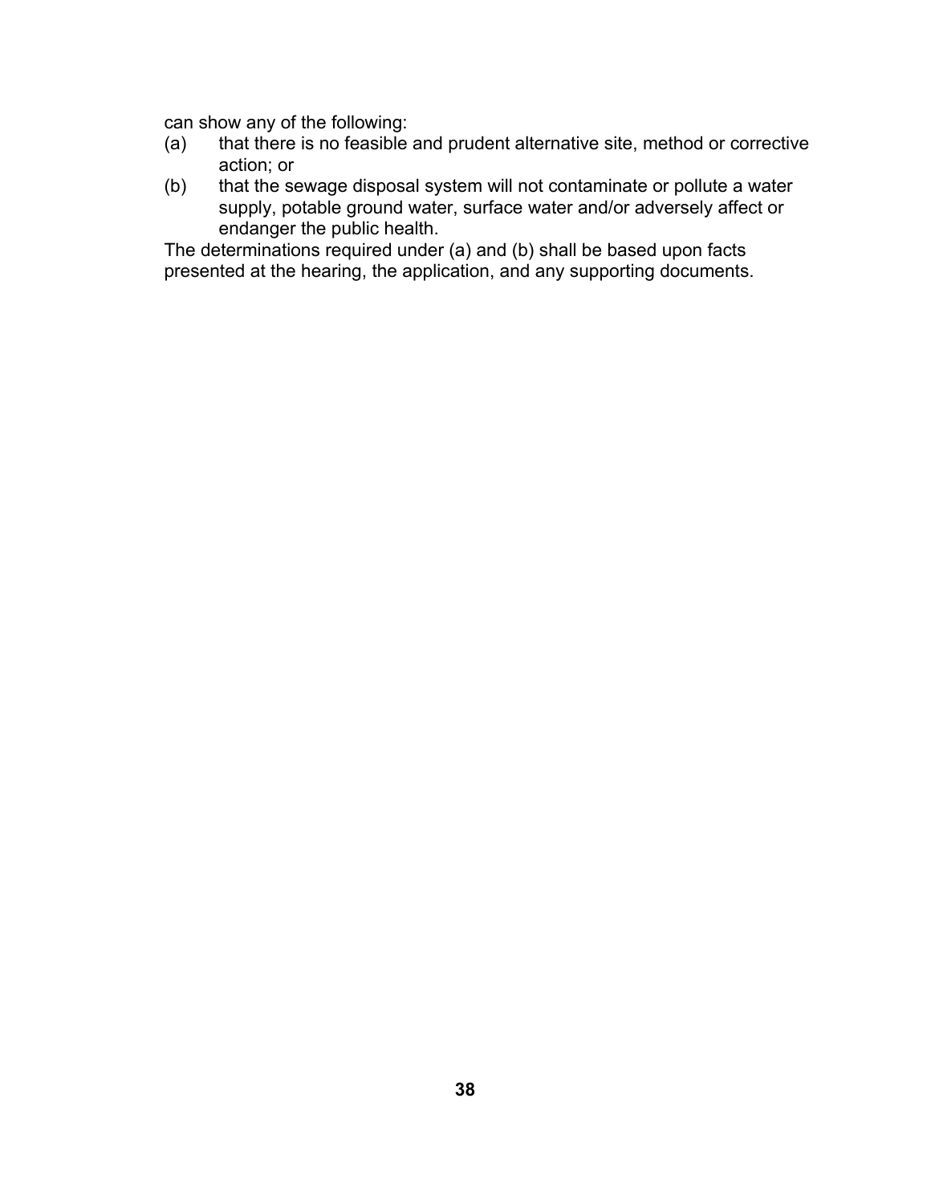can show any of the following:

(a) that there is no feasible and prudent alternative site, method or corrective action; or

(b) that the sewage disposal system will not contaminate or pollute a water supply, potable ground water, surface water and/or adversely affect or endanger the public health.

The determinations required under (a) and (b) shall be based upon facts presented at the hearing, the application, and any supporting documents.